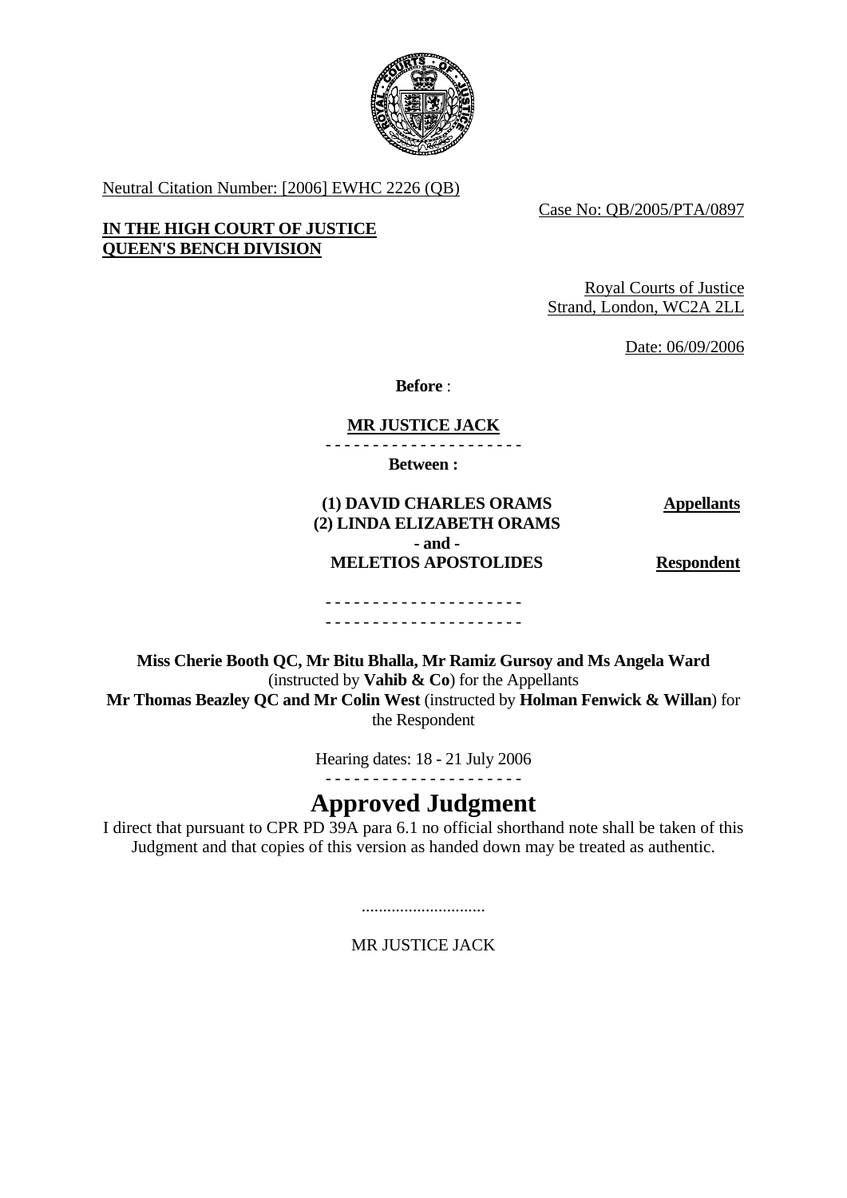Neutral Citation Number: [2006] EWHC 2226 (QB)

Case No: QB/2005/PTA/0897

**IN THE HIGH COURT OF JUSTICE**
**QUEEN'S BENCH DIVISION**

Royal Courts of Justice
Strand, London, WC2A 2LL

Date: 06/09/2006

**Before** :

**MR JUSTICE JACK**

- - - - - - - - - - - - - - - - - - - - -

**Between :**

| | |
|---|---|
| **(1) DAVID CHARLES ORAMS** | **Appellants** |
| **(2) LINDA ELIZABETH ORAMS** | |
| **- and -** | |
| **MELETIOS APOSTOLIDES** | **Respondent** |

- - - - - - - - - - - - - - - - - - - - -
- - - - - - - - - - - - - - - - - - - - -

**Miss Cherie Booth QC, Mr Bitu Bhalla, Mr Ramiz Gursoy and Ms Angela Ward** (instructed by **Vahib & Co**) for the Appellants
**Mr Thomas Beazley QC and Mr Colin West** (instructed by **Holman Fenwick & Willan**) for the Respondent

Hearing dates: 18 - 21 July 2006

- - - - - - - - - - - - - - - - - - - - -

# Approved Judgment

I direct that pursuant to CPR PD 39A para 6.1 no official shorthand note shall be taken of this Judgment and that copies of this version as handed down may be treated as authentic.

.............................

MR JUSTICE JACK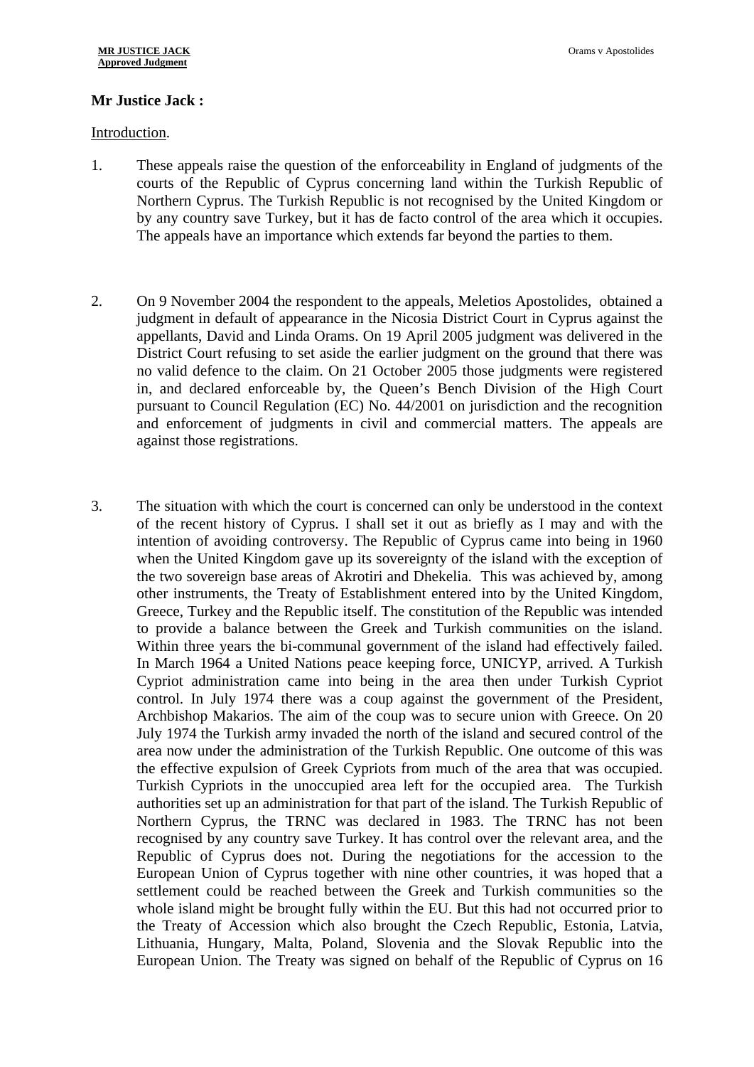**Mr Justice Jack :**

Introduction.

1. These appeals raise the question of the enforceability in England of judgments of the courts of the Republic of Cyprus concerning land within the Turkish Republic of Northern Cyprus. The Turkish Republic is not recognised by the United Kingdom or by any country save Turkey, but it has de facto control of the area which it occupies. The appeals have an importance which extends far beyond the parties to them.

2. On 9 November 2004 the respondent to the appeals, Meletios Apostolides, obtained a judgment in default of appearance in the Nicosia District Court in Cyprus against the appellants, David and Linda Orams. On 19 April 2005 judgment was delivered in the District Court refusing to set aside the earlier judgment on the ground that there was no valid defence to the claim. On 21 October 2005 those judgments were registered in, and declared enforceable by, the Queen's Bench Division of the High Court pursuant to Council Regulation (EC) No. 44/2001 on jurisdiction and the recognition and enforcement of judgments in civil and commercial matters. The appeals are against those registrations.

3. The situation with which the court is concerned can only be understood in the context of the recent history of Cyprus. I shall set it out as briefly as I may and with the intention of avoiding controversy. The Republic of Cyprus came into being in 1960 when the United Kingdom gave up its sovereignty of the island with the exception of the two sovereign base areas of Akrotiri and Dhekelia. This was achieved by, among other instruments, the Treaty of Establishment entered into by the United Kingdom, Greece, Turkey and the Republic itself. The constitution of the Republic was intended to provide a balance between the Greek and Turkish communities on the island. Within three years the bi-communal government of the island had effectively failed. In March 1964 a United Nations peace keeping force, UNICYP, arrived. A Turkish Cypriot administration came into being in the area then under Turkish Cypriot control. In July 1974 there was a coup against the government of the President, Archbishop Makarios. The aim of the coup was to secure union with Greece. On 20 July 1974 the Turkish army invaded the north of the island and secured control of the area now under the administration of the Turkish Republic. One outcome of this was the effective expulsion of Greek Cypriots from much of the area that was occupied. Turkish Cypriots in the unoccupied area left for the occupied area. The Turkish authorities set up an administration for that part of the island. The Turkish Republic of Northern Cyprus, the TRNC was declared in 1983. The TRNC has not been recognised by any country save Turkey. It has control over the relevant area, and the Republic of Cyprus does not. During the negotiations for the accession to the European Union of Cyprus together with nine other countries, it was hoped that a settlement could be reached between the Greek and Turkish communities so the whole island might be brought fully within the EU. But this had not occurred prior to the Treaty of Accession which also brought the Czech Republic, Estonia, Latvia, Lithuania, Hungary, Malta, Poland, Slovenia and the Slovak Republic into the European Union. The Treaty was signed on behalf of the Republic of Cyprus on 16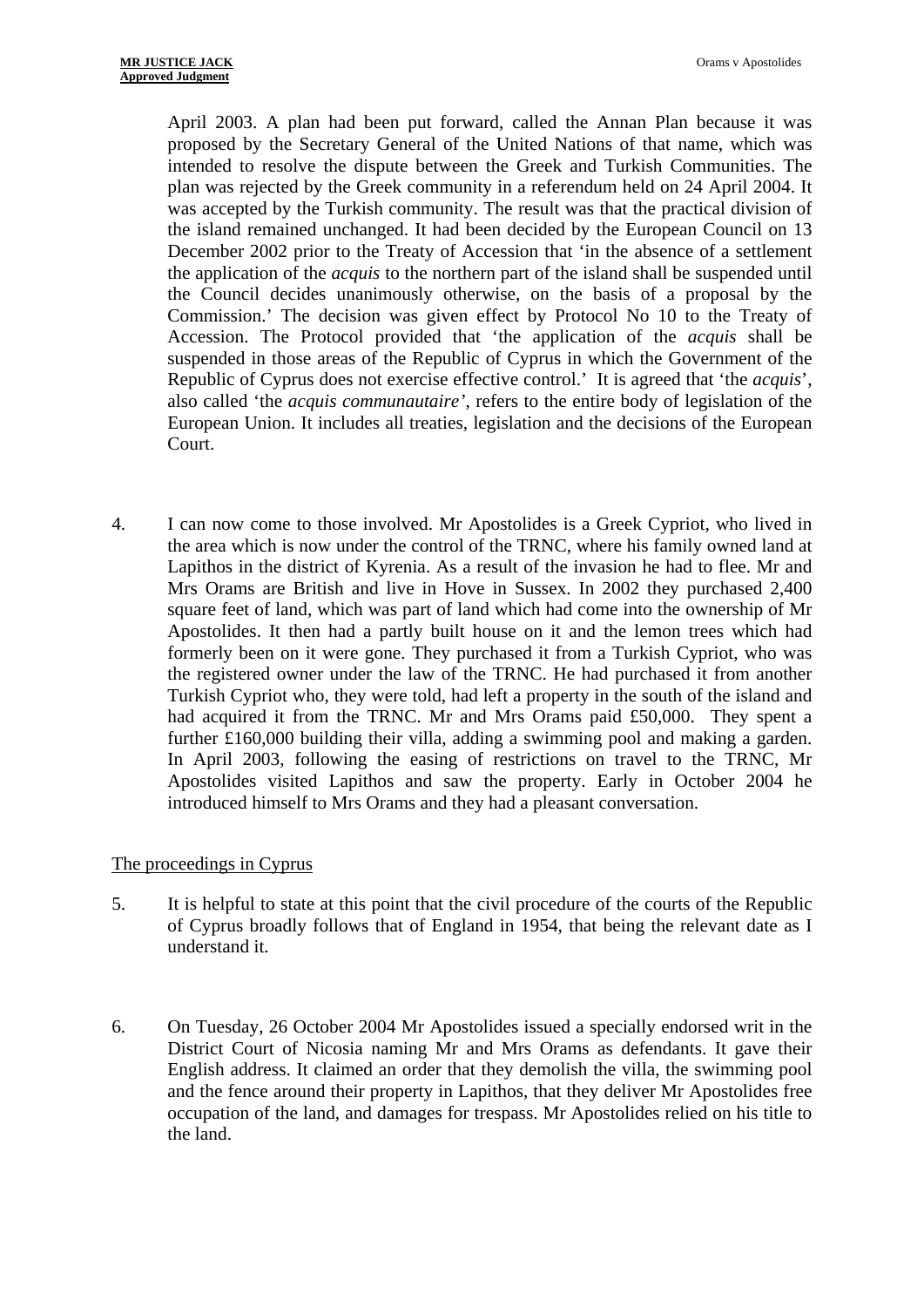April 2003. A plan had been put forward, called the Annan Plan because it was proposed by the Secretary General of the United Nations of that name, which was intended to resolve the dispute between the Greek and Turkish Communities. The plan was rejected by the Greek community in a referendum held on 24 April 2004. It was accepted by the Turkish community. The result was that the practical division of the island remained unchanged. It had been decided by the European Council on 13 December 2002 prior to the Treaty of Accession that 'in the absence of a settlement the application of the *acquis* to the northern part of the island shall be suspended until the Council decides unanimously otherwise, on the basis of a proposal by the Commission.' The decision was given effect by Protocol No 10 to the Treaty of Accession. The Protocol provided that 'the application of the *acquis* shall be suspended in those areas of the Republic of Cyprus in which the Government of the Republic of Cyprus does not exercise effective control.' It is agreed that 'the *acquis*', also called 'the *acquis communautaire'*, refers to the entire body of legislation of the European Union. It includes all treaties, legislation and the decisions of the European Court.

4. I can now come to those involved. Mr Apostolides is a Greek Cypriot, who lived in the area which is now under the control of the TRNC, where his family owned land at Lapithos in the district of Kyrenia. As a result of the invasion he had to flee. Mr and Mrs Orams are British and live in Hove in Sussex. In 2002 they purchased 2,400 square feet of land, which was part of land which had come into the ownership of Mr Apostolides. It then had a partly built house on it and the lemon trees which had formerly been on it were gone. They purchased it from a Turkish Cypriot, who was the registered owner under the law of the TRNC. He had purchased it from another Turkish Cypriot who, they were told, had left a property in the south of the island and had acquired it from the TRNC. Mr and Mrs Orams paid £50,000. They spent a further £160,000 building their villa, adding a swimming pool and making a garden. In April 2003, following the easing of restrictions on travel to the TRNC, Mr Apostolides visited Lapithos and saw the property. Early in October 2004 he introduced himself to Mrs Orams and they had a pleasant conversation.

## The proceedings in Cyprus

5. It is helpful to state at this point that the civil procedure of the courts of the Republic of Cyprus broadly follows that of England in 1954, that being the relevant date as I understand it.

6. On Tuesday, 26 October 2004 Mr Apostolides issued a specially endorsed writ in the District Court of Nicosia naming Mr and Mrs Orams as defendants. It gave their English address. It claimed an order that they demolish the villa, the swimming pool and the fence around their property in Lapithos, that they deliver Mr Apostolides free occupation of the land, and damages for trespass. Mr Apostolides relied on his title to the land.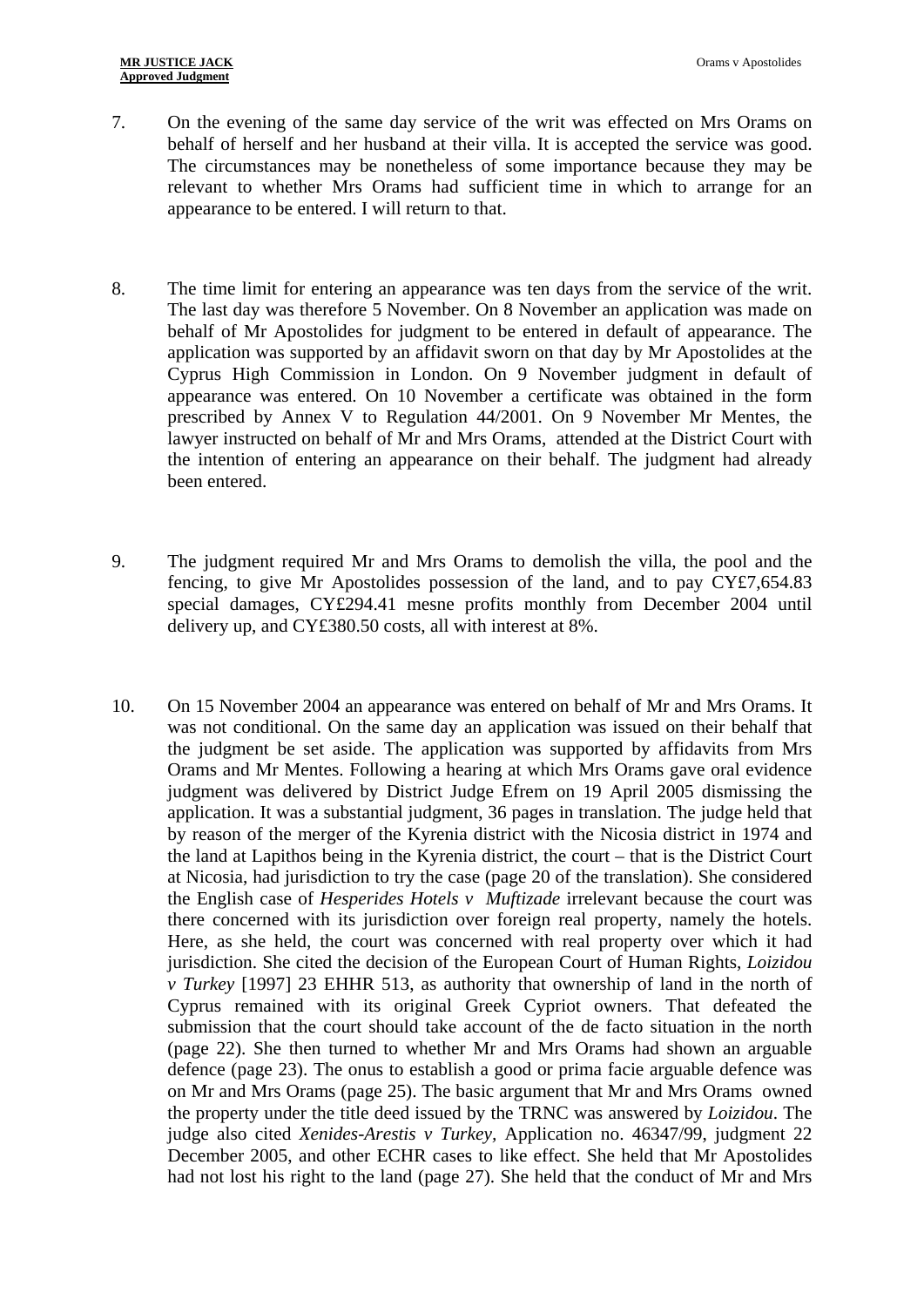7. On the evening of the same day service of the writ was effected on Mrs Orams on behalf of herself and her husband at their villa. It is accepted the service was good. The circumstances may be nonetheless of some importance because they may be relevant to whether Mrs Orams had sufficient time in which to arrange for an appearance to be entered. I will return to that.

8. The time limit for entering an appearance was ten days from the service of the writ. The last day was therefore 5 November. On 8 November an application was made on behalf of Mr Apostolides for judgment to be entered in default of appearance. The application was supported by an affidavit sworn on that day by Mr Apostolides at the Cyprus High Commission in London. On 9 November judgment in default of appearance was entered. On 10 November a certificate was obtained in the form prescribed by Annex V to Regulation 44/2001. On 9 November Mr Mentes, the lawyer instructed on behalf of Mr and Mrs Orams, attended at the District Court with the intention of entering an appearance on their behalf. The judgment had already been entered.

9. The judgment required Mr and Mrs Orams to demolish the villa, the pool and the fencing, to give Mr Apostolides possession of the land, and to pay CY£7,654.83 special damages, CY£294.41 mesne profits monthly from December 2004 until delivery up, and CY£380.50 costs, all with interest at 8%.

10. On 15 November 2004 an appearance was entered on behalf of Mr and Mrs Orams. It was not conditional. On the same day an application was issued on their behalf that the judgment be set aside. The application was supported by affidavits from Mrs Orams and Mr Mentes. Following a hearing at which Mrs Orams gave oral evidence judgment was delivered by District Judge Efrem on 19 April 2005 dismissing the application. It was a substantial judgment, 36 pages in translation. The judge held that by reason of the merger of the Kyrenia district with the Nicosia district in 1974 and the land at Lapithos being in the Kyrenia district, the court – that is the District Court at Nicosia, had jurisdiction to try the case (page 20 of the translation). She considered the English case of *Hesperides Hotels v Muftizade* irrelevant because the court was there concerned with its jurisdiction over foreign real property, namely the hotels. Here, as she held, the court was concerned with real property over which it had jurisdiction. She cited the decision of the European Court of Human Rights, *Loizidou v Turkey* [1997] 23 EHHR 513, as authority that ownership of land in the north of Cyprus remained with its original Greek Cypriot owners. That defeated the submission that the court should take account of the de facto situation in the north (page 22). She then turned to whether Mr and Mrs Orams had shown an arguable defence (page 23). The onus to establish a good or prima facie arguable defence was on Mr and Mrs Orams (page 25). The basic argument that Mr and Mrs Orams owned the property under the title deed issued by the TRNC was answered by *Loizidou*. The judge also cited *Xenides-Arestis v Turkey*, Application no. 46347/99, judgment 22 December 2005, and other ECHR cases to like effect. She held that Mr Apostolides had not lost his right to the land (page 27). She held that the conduct of Mr and Mrs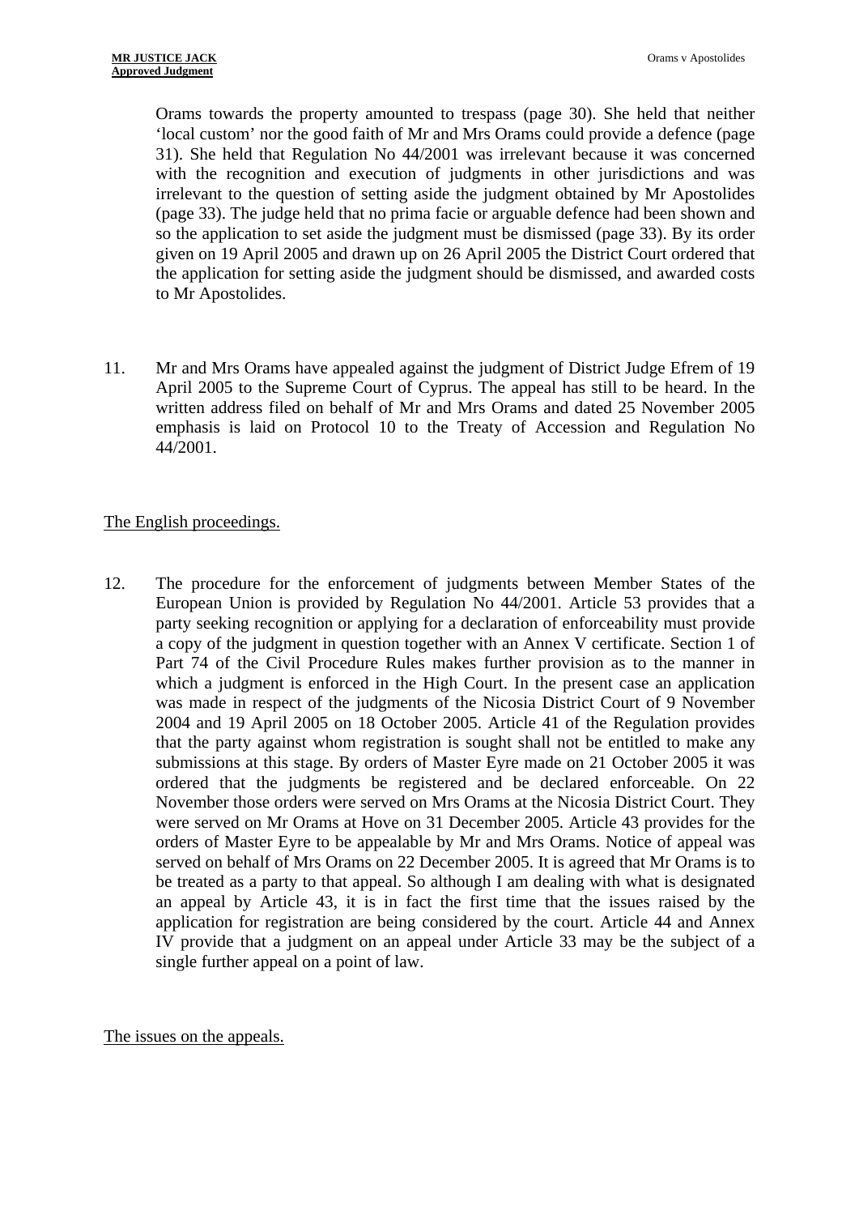Orams towards the property amounted to trespass (page 30). She held that neither 'local custom' nor the good faith of Mr and Mrs Orams could provide a defence (page 31). She held that Regulation No 44/2001 was irrelevant because it was concerned with the recognition and execution of judgments in other jurisdictions and was irrelevant to the question of setting aside the judgment obtained by Mr Apostolides (page 33). The judge held that no prima facie or arguable defence had been shown and so the application to set aside the judgment must be dismissed (page 33). By its order given on 19 April 2005 and drawn up on 26 April 2005 the District Court ordered that the application for setting aside the judgment should be dismissed, and awarded costs to Mr Apostolides.

11. Mr and Mrs Orams have appealed against the judgment of District Judge Efrem of 19 April 2005 to the Supreme Court of Cyprus. The appeal has still to be heard. In the written address filed on behalf of Mr and Mrs Orams and dated 25 November 2005 emphasis is laid on Protocol 10 to the Treaty of Accession and Regulation No 44/2001.

<u>The English proceedings.</u>

12. The procedure for the enforcement of judgments between Member States of the European Union is provided by Regulation No 44/2001. Article 53 provides that a party seeking recognition or applying for a declaration of enforceability must provide a copy of the judgment in question together with an Annex V certificate. Section 1 of Part 74 of the Civil Procedure Rules makes further provision as to the manner in which a judgment is enforced in the High Court. In the present case an application was made in respect of the judgments of the Nicosia District Court of 9 November 2004 and 19 April 2005 on 18 October 2005. Article 41 of the Regulation provides that the party against whom registration is sought shall not be entitled to make any submissions at this stage. By orders of Master Eyre made on 21 October 2005 it was ordered that the judgments be registered and be declared enforceable. On 22 November those orders were served on Mrs Orams at the Nicosia District Court. They were served on Mr Orams at Hove on 31 December 2005. Article 43 provides for the orders of Master Eyre to be appealable by Mr and Mrs Orams. Notice of appeal was served on behalf of Mrs Orams on 22 December 2005. It is agreed that Mr Orams is to be treated as a party to that appeal. So although I am dealing with what is designated an appeal by Article 43, it is in fact the first time that the issues raised by the application for registration are being considered by the court. Article 44 and Annex IV provide that a judgment on an appeal under Article 33 may be the subject of a single further appeal on a point of law.

<u>The issues on the appeals.</u>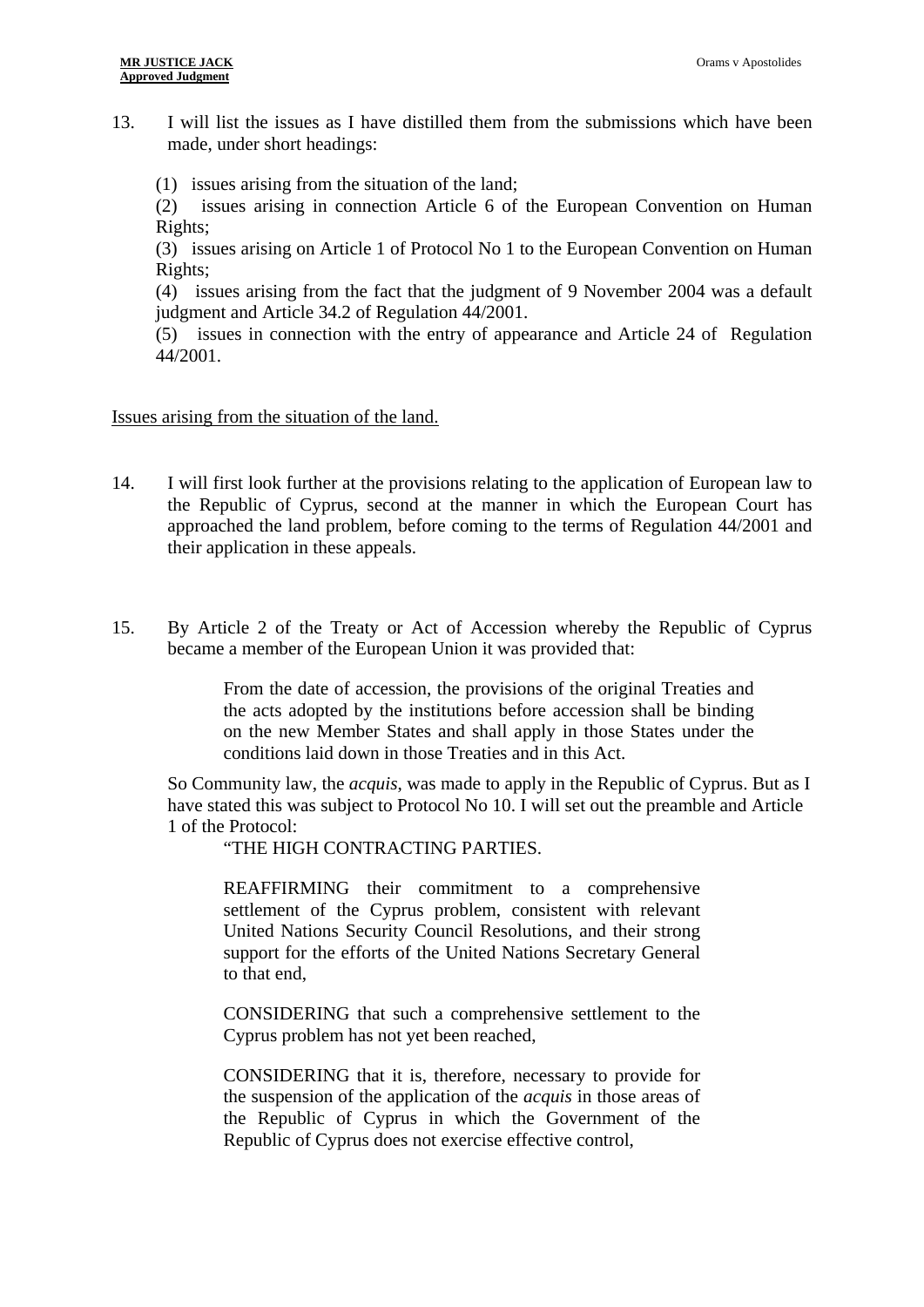13. I will list the issues as I have distilled them from the submissions which have been made, under short headings:

(1) issues arising from the situation of the land;
(2) issues arising in connection Article 6 of the European Convention on Human Rights;
(3) issues arising on Article 1 of Protocol No 1 to the European Convention on Human Rights;
(4) issues arising from the fact that the judgment of 9 November 2004 was a default judgment and Article 34.2 of Regulation 44/2001.
(5) issues in connection with the entry of appearance and Article 24 of Regulation 44/2001.

<u>Issues arising from the situation of the land.</u>

14. I will first look further at the provisions relating to the application of European law to the Republic of Cyprus, second at the manner in which the European Court has approached the land problem, before coming to the terms of Regulation 44/2001 and their application in these appeals.

15. By Article 2 of the Treaty or Act of Accession whereby the Republic of Cyprus became a member of the European Union it was provided that:

> From the date of accession, the provisions of the original Treaties and the acts adopted by the institutions before accession shall be binding on the new Member States and shall apply in those States under the conditions laid down in those Treaties and in this Act.

So Community law, the *acquis*, was made to apply in the Republic of Cyprus. But as I have stated this was subject to Protocol No 10. I will set out the preamble and Article 1 of the Protocol:

> "THE HIGH CONTRACTING PARTIES.
>
> REAFFIRMING their commitment to a comprehensive settlement of the Cyprus problem, consistent with relevant United Nations Security Council Resolutions, and their strong support for the efforts of the United Nations Secretary General to that end,
>
> CONSIDERING that such a comprehensive settlement to the Cyprus problem has not yet been reached,
>
> CONSIDERING that it is, therefore, necessary to provide for the suspension of the application of the *acquis* in those areas of the Republic of Cyprus in which the Government of the Republic of Cyprus does not exercise effective control,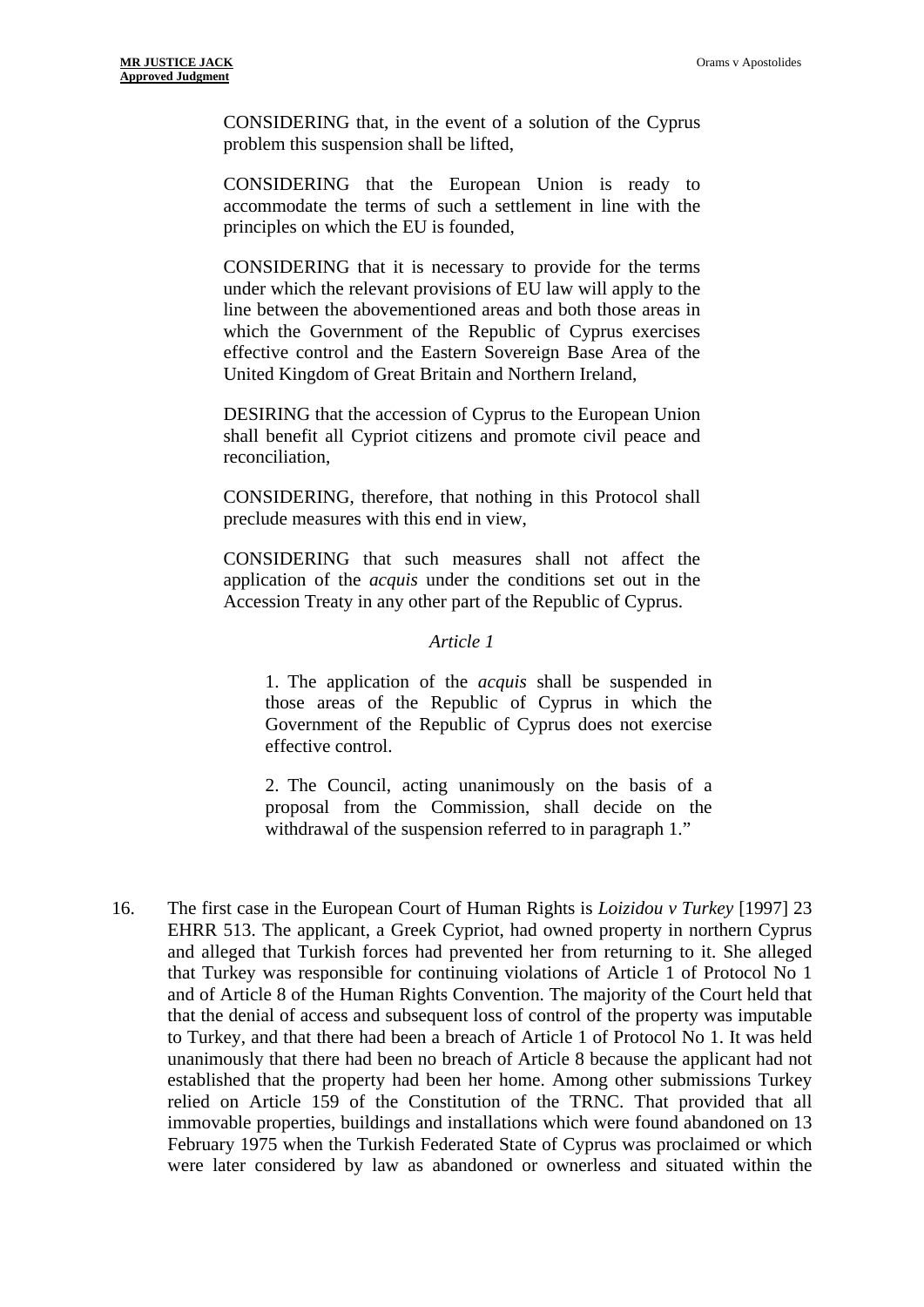CONSIDERING that, in the event of a solution of the Cyprus problem this suspension shall be lifted,

CONSIDERING that the European Union is ready to accommodate the terms of such a settlement in line with the principles on which the EU is founded,

CONSIDERING that it is necessary to provide for the terms under which the relevant provisions of EU law will apply to the line between the abovementioned areas and both those areas in which the Government of the Republic of Cyprus exercises effective control and the Eastern Sovereign Base Area of the United Kingdom of Great Britain and Northern Ireland,

DESIRING that the accession of Cyprus to the European Union shall benefit all Cypriot citizens and promote civil peace and reconciliation,

CONSIDERING, therefore, that nothing in this Protocol shall preclude measures with this end in view,

CONSIDERING that such measures shall not affect the application of the *acquis* under the conditions set out in the Accession Treaty in any other part of the Republic of Cyprus.

*Article 1*

1. The application of the *acquis* shall be suspended in those areas of the Republic of Cyprus in which the Government of the Republic of Cyprus does not exercise effective control.

2. The Council, acting unanimously on the basis of a proposal from the Commission, shall decide on the withdrawal of the suspension referred to in paragraph 1."

16. The first case in the European Court of Human Rights is *Loizidou v Turkey* [1997] 23 EHRR 513. The applicant, a Greek Cypriot, had owned property in northern Cyprus and alleged that Turkish forces had prevented her from returning to it. She alleged that Turkey was responsible for continuing violations of Article 1 of Protocol No 1 and of Article 8 of the Human Rights Convention. The majority of the Court held that that the denial of access and subsequent loss of control of the property was imputable to Turkey, and that there had been a breach of Article 1 of Protocol No 1. It was held unanimously that there had been no breach of Article 8 because the applicant had not established that the property had been her home. Among other submissions Turkey relied on Article 159 of the Constitution of the TRNC. That provided that all immovable properties, buildings and installations which were found abandoned on 13 February 1975 when the Turkish Federated State of Cyprus was proclaimed or which were later considered by law as abandoned or ownerless and situated within the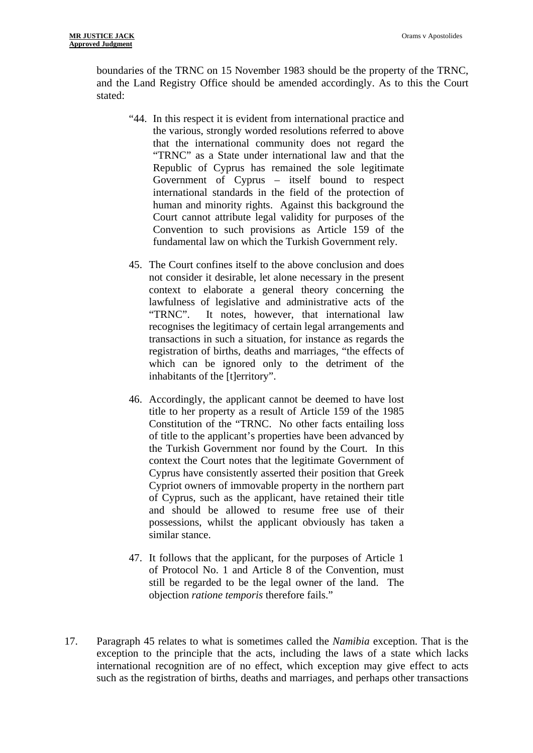boundaries of the TRNC on 15 November 1983 should be the property of the TRNC, and the Land Registry Office should be amended accordingly. As to this the Court stated:

> "44. In this respect it is evident from international practice and the various, strongly worded resolutions referred to above that the international community does not regard the "TRNC" as a State under international law and that the Republic of Cyprus has remained the sole legitimate Government of Cyprus – itself bound to respect international standards in the field of the protection of human and minority rights. Against this background the Court cannot attribute legal validity for purposes of the Convention to such provisions as Article 159 of the fundamental law on which the Turkish Government rely.
>
> 45. The Court confines itself to the above conclusion and does not consider it desirable, let alone necessary in the present context to elaborate a general theory concerning the lawfulness of legislative and administrative acts of the "TRNC". It notes, however, that international law recognises the legitimacy of certain legal arrangements and transactions in such a situation, for instance as regards the registration of births, deaths and marriages, "the effects of which can be ignored only to the detriment of the inhabitants of the [t]erritory".
>
> 46. Accordingly, the applicant cannot be deemed to have lost title to her property as a result of Article 159 of the 1985 Constitution of the "TRNC. No other facts entailing loss of title to the applicant's properties have been advanced by the Turkish Government nor found by the Court. In this context the Court notes that the legitimate Government of Cyprus have consistently asserted their position that Greek Cypriot owners of immovable property in the northern part of Cyprus, such as the applicant, have retained their title and should be allowed to resume free use of their possessions, whilst the applicant obviously has taken a similar stance.
>
> 47. It follows that the applicant, for the purposes of Article 1 of Protocol No. 1 and Article 8 of the Convention, must still be regarded to be the legal owner of the land. The objection *ratione temporis* therefore fails."

17. Paragraph 45 relates to what is sometimes called the *Namibia* exception. That is the exception to the principle that the acts, including the laws of a state which lacks international recognition are of no effect, which exception may give effect to acts such as the registration of births, deaths and marriages, and perhaps other transactions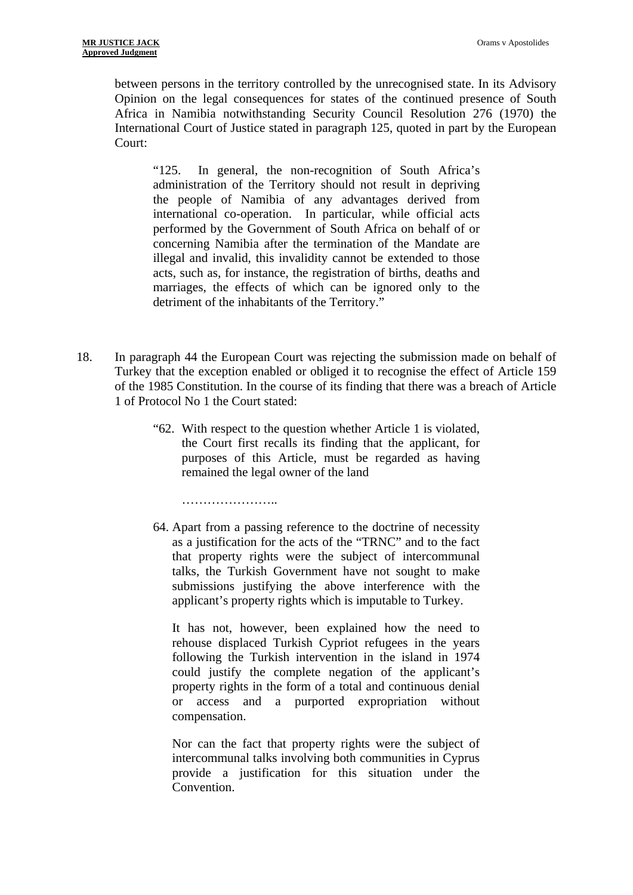between persons in the territory controlled by the unrecognised state. In its Advisory Opinion on the legal consequences for states of the continued presence of South Africa in Namibia notwithstanding Security Council Resolution 276 (1970) the International Court of Justice stated in paragraph 125, quoted in part by the European Court:

> "125. In general, the non-recognition of South Africa's administration of the Territory should not result in depriving the people of Namibia of any advantages derived from international co-operation. In particular, while official acts performed by the Government of South Africa on behalf of or concerning Namibia after the termination of the Mandate are illegal and invalid, this invalidity cannot be extended to those acts, such as, for instance, the registration of births, deaths and marriages, the effects of which can be ignored only to the detriment of the inhabitants of the Territory."

18. In paragraph 44 the European Court was rejecting the submission made on behalf of Turkey that the exception enabled or obliged it to recognise the effect of Article 159 of the 1985 Constitution. In the course of its finding that there was a breach of Article 1 of Protocol No 1 the Court stated:

> "62. With respect to the question whether Article 1 is violated, the Court first recalls its finding that the applicant, for purposes of this Article, must be regarded as having remained the legal owner of the land
>
> …………………..
>
> 64. Apart from a passing reference to the doctrine of necessity as a justification for the acts of the "TRNC" and to the fact that property rights were the subject of intercommunal talks, the Turkish Government have not sought to make submissions justifying the above interference with the applicant's property rights which is imputable to Turkey.
>
> It has not, however, been explained how the need to rehouse displaced Turkish Cypriot refugees in the years following the Turkish intervention in the island in 1974 could justify the complete negation of the applicant's property rights in the form of a total and continuous denial or access and a purported expropriation without compensation.
>
> Nor can the fact that property rights were the subject of intercommunal talks involving both communities in Cyprus provide a justification for this situation under the Convention.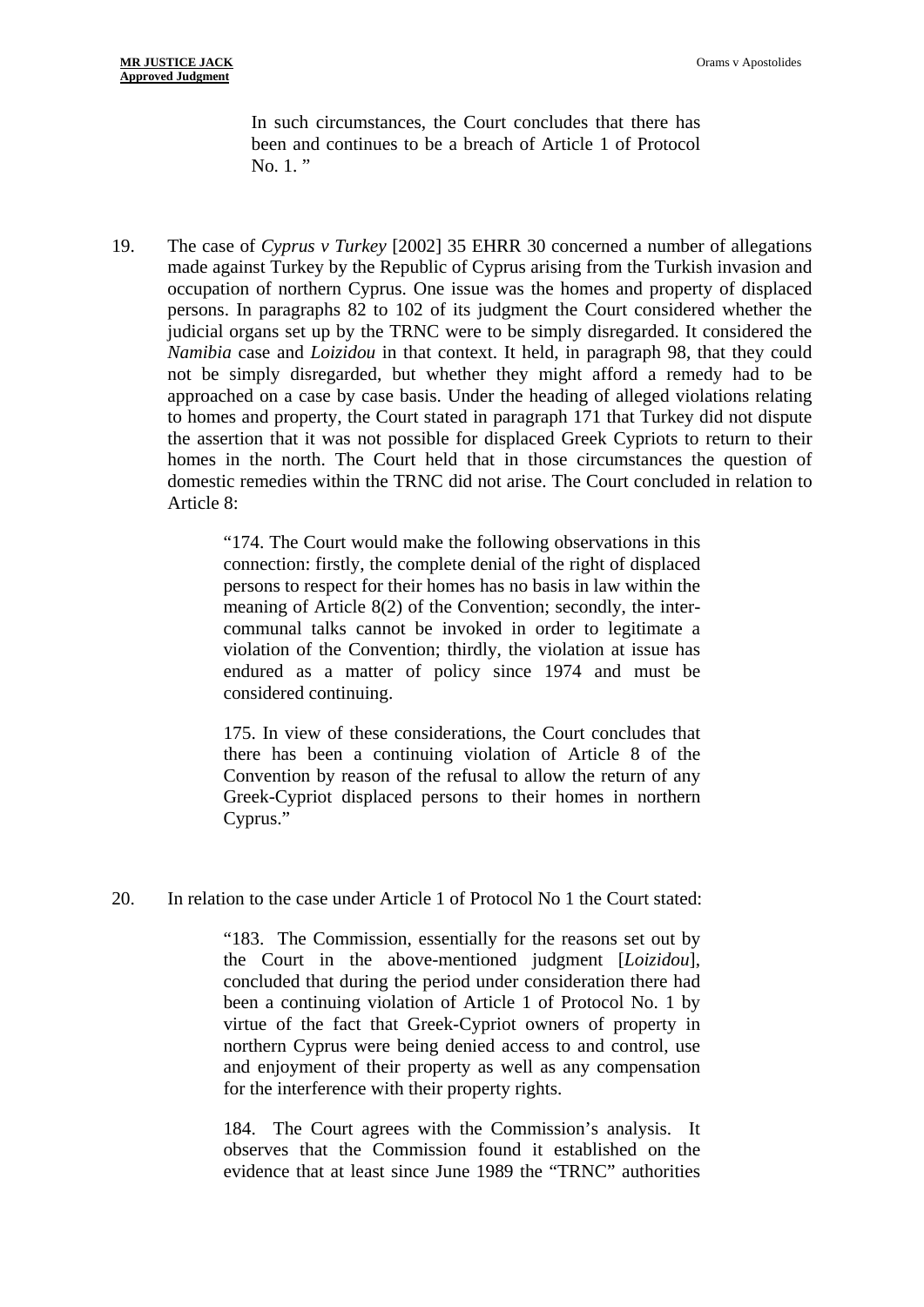> In such circumstances, the Court concludes that there has been and continues to be a breach of Article 1 of Protocol No. 1. "

19. The case of *Cyprus v Turkey* [2002] 35 EHRR 30 concerned a number of allegations made against Turkey by the Republic of Cyprus arising from the Turkish invasion and occupation of northern Cyprus. One issue was the homes and property of displaced persons. In paragraphs 82 to 102 of its judgment the Court considered whether the judicial organs set up by the TRNC were to be simply disregarded. It considered the *Namibia* case and *Loizidou* in that context. It held, in paragraph 98, that they could not be simply disregarded, but whether they might afford a remedy had to be approached on a case by case basis. Under the heading of alleged violations relating to homes and property, the Court stated in paragraph 171 that Turkey did not dispute the assertion that it was not possible for displaced Greek Cypriots to return to their homes in the north. The Court held that in those circumstances the question of domestic remedies within the TRNC did not arise. The Court concluded in relation to Article 8:

> "174. The Court would make the following observations in this connection: firstly, the complete denial of the right of displaced persons to respect for their homes has no basis in law within the meaning of Article 8(2) of the Convention; secondly, the inter-communal talks cannot be invoked in order to legitimate a violation of the Convention; thirdly, the violation at issue has endured as a matter of policy since 1974 and must be considered continuing.
>
> 175. In view of these considerations, the Court concludes that there has been a continuing violation of Article 8 of the Convention by reason of the refusal to allow the return of any Greek-Cypriot displaced persons to their homes in northern Cyprus."

20. In relation to the case under Article 1 of Protocol No 1 the Court stated:

> "183. The Commission, essentially for the reasons set out by the Court in the above-mentioned judgment [*Loizidou*], concluded that during the period under consideration there had been a continuing violation of Article 1 of Protocol No. 1 by virtue of the fact that Greek-Cypriot owners of property in northern Cyprus were being denied access to and control, use and enjoyment of their property as well as any compensation for the interference with their property rights.
>
> 184. The Court agrees with the Commission's analysis. It observes that the Commission found it established on the evidence that at least since June 1989 the "TRNC" authorities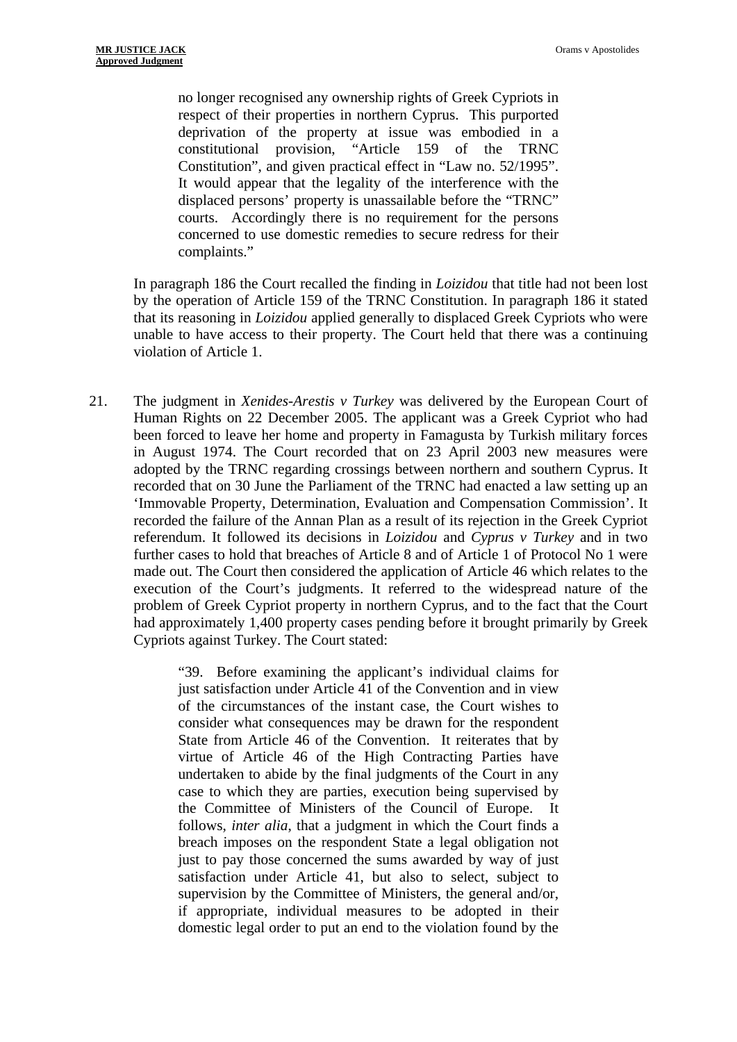> no longer recognised any ownership rights of Greek Cypriots in respect of their properties in northern Cyprus. This purported deprivation of the property at issue was embodied in a constitutional provision, "Article 159 of the TRNC Constitution", and given practical effect in "Law no. 52/1995". It would appear that the legality of the interference with the displaced persons' property is unassailable before the "TRNC" courts. Accordingly there is no requirement for the persons concerned to use domestic remedies to secure redress for their complaints."

In paragraph 186 the Court recalled the finding in *Loizidou* that title had not been lost by the operation of Article 159 of the TRNC Constitution. In paragraph 186 it stated that its reasoning in *Loizidou* applied generally to displaced Greek Cypriots who were unable to have access to their property. The Court held that there was a continuing violation of Article 1.

21. The judgment in *Xenides-Arestis v Turkey* was delivered by the European Court of Human Rights on 22 December 2005. The applicant was a Greek Cypriot who had been forced to leave her home and property in Famagusta by Turkish military forces in August 1974. The Court recorded that on 23 April 2003 new measures were adopted by the TRNC regarding crossings between northern and southern Cyprus. It recorded that on 30 June the Parliament of the TRNC had enacted a law setting up an 'Immovable Property, Determination, Evaluation and Compensation Commission'. It recorded the failure of the Annan Plan as a result of its rejection in the Greek Cypriot referendum. It followed its decisions in *Loizidou* and *Cyprus v Turkey* and in two further cases to hold that breaches of Article 8 and of Article 1 of Protocol No 1 were made out. The Court then considered the application of Article 46 which relates to the execution of the Court's judgments. It referred to the widespread nature of the problem of Greek Cypriot property in northern Cyprus, and to the fact that the Court had approximately 1,400 property cases pending before it brought primarily by Greek Cypriots against Turkey. The Court stated:

> "39. Before examining the applicant's individual claims for just satisfaction under Article 41 of the Convention and in view of the circumstances of the instant case, the Court wishes to consider what consequences may be drawn for the respondent State from Article 46 of the Convention. It reiterates that by virtue of Article 46 of the High Contracting Parties have undertaken to abide by the final judgments of the Court in any case to which they are parties, execution being supervised by the Committee of Ministers of the Council of Europe. It follows, *inter alia*, that a judgment in which the Court finds a breach imposes on the respondent State a legal obligation not just to pay those concerned the sums awarded by way of just satisfaction under Article 41, but also to select, subject to supervision by the Committee of Ministers, the general and/or, if appropriate, individual measures to be adopted in their domestic legal order to put an end to the violation found by the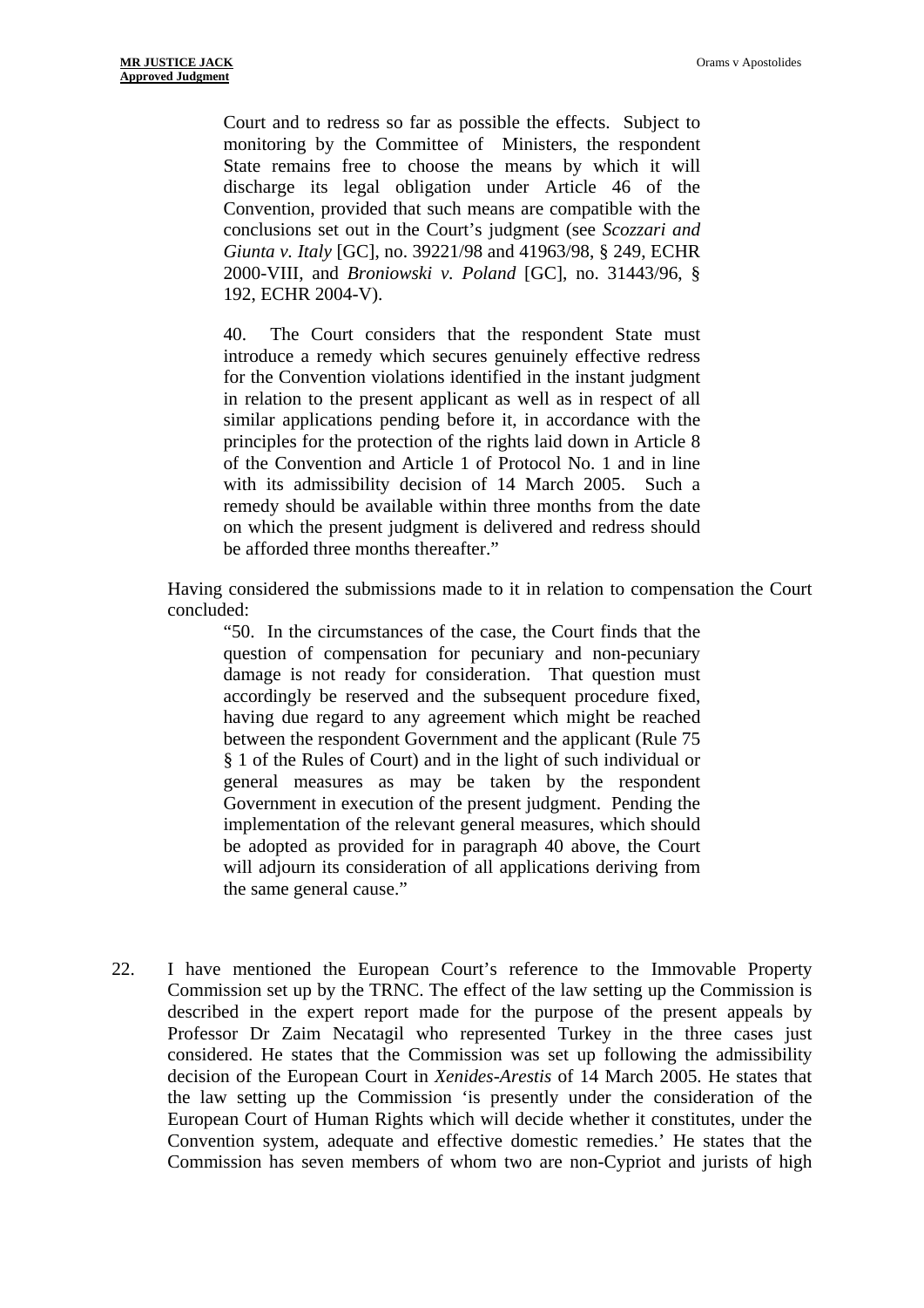> Court and to redress so far as possible the effects. Subject to monitoring by the Committee of Ministers, the respondent State remains free to choose the means by which it will discharge its legal obligation under Article 46 of the Convention, provided that such means are compatible with the conclusions set out in the Court's judgment (see *Scozzari and Giunta v. Italy* [GC], no. 39221/98 and 41963/98, § 249, ECHR 2000-VIII, and *Broniowski v. Poland* [GC], no. 31443/96, § 192, ECHR 2004-V).
>
> 40. The Court considers that the respondent State must introduce a remedy which secures genuinely effective redress for the Convention violations identified in the instant judgment in relation to the present applicant as well as in respect of all similar applications pending before it, in accordance with the principles for the protection of the rights laid down in Article 8 of the Convention and Article 1 of Protocol No. 1 and in line with its admissibility decision of 14 March 2005. Such a remedy should be available within three months from the date on which the present judgment is delivered and redress should be afforded three months thereafter."

Having considered the submissions made to it in relation to compensation the Court concluded:

> "50. In the circumstances of the case, the Court finds that the question of compensation for pecuniary and non-pecuniary damage is not ready for consideration. That question must accordingly be reserved and the subsequent procedure fixed, having due regard to any agreement which might be reached between the respondent Government and the applicant (Rule 75 § 1 of the Rules of Court) and in the light of such individual or general measures as may be taken by the respondent Government in execution of the present judgment. Pending the implementation of the relevant general measures, which should be adopted as provided for in paragraph 40 above, the Court will adjourn its consideration of all applications deriving from the same general cause."

22. I have mentioned the European Court's reference to the Immovable Property Commission set up by the TRNC. The effect of the law setting up the Commission is described in the expert report made for the purpose of the present appeals by Professor Dr Zaim Necatagil who represented Turkey in the three cases just considered. He states that the Commission was set up following the admissibility decision of the European Court in *Xenides-Arestis* of 14 March 2005. He states that the law setting up the Commission 'is presently under the consideration of the European Court of Human Rights which will decide whether it constitutes, under the Convention system, adequate and effective domestic remedies.' He states that the Commission has seven members of whom two are non-Cypriot and jurists of high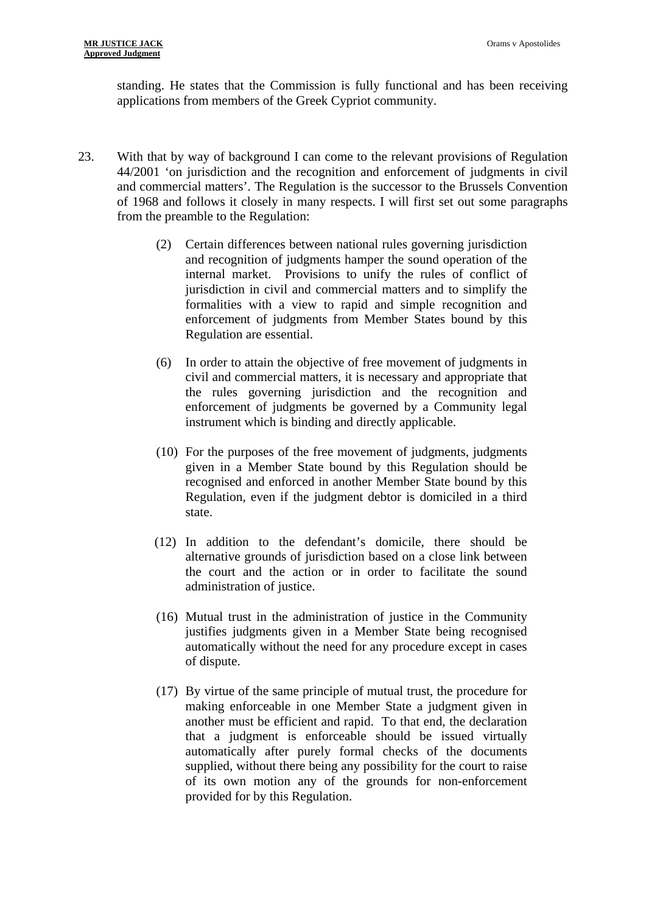standing. He states that the Commission is fully functional and has been receiving applications from members of the Greek Cypriot community.

23. With that by way of background I can come to the relevant provisions of Regulation 44/2001 'on jurisdiction and the recognition and enforcement of judgments in civil and commercial matters'. The Regulation is the successor to the Brussels Convention of 1968 and follows it closely in many respects. I will first set out some paragraphs from the preamble to the Regulation:

> (2) Certain differences between national rules governing jurisdiction and recognition of judgments hamper the sound operation of the internal market. Provisions to unify the rules of conflict of jurisdiction in civil and commercial matters and to simplify the formalities with a view to rapid and simple recognition and enforcement of judgments from Member States bound by this Regulation are essential.
>
> (6) In order to attain the objective of free movement of judgments in civil and commercial matters, it is necessary and appropriate that the rules governing jurisdiction and the recognition and enforcement of judgments be governed by a Community legal instrument which is binding and directly applicable.
>
> (10) For the purposes of the free movement of judgments, judgments given in a Member State bound by this Regulation should be recognised and enforced in another Member State bound by this Regulation, even if the judgment debtor is domiciled in a third state.
>
> (12) In addition to the defendant's domicile, there should be alternative grounds of jurisdiction based on a close link between the court and the action or in order to facilitate the sound administration of justice.
>
> (16) Mutual trust in the administration of justice in the Community justifies judgments given in a Member State being recognised automatically without the need for any procedure except in cases of dispute.
>
> (17) By virtue of the same principle of mutual trust, the procedure for making enforceable in one Member State a judgment given in another must be efficient and rapid. To that end, the declaration that a judgment is enforceable should be issued virtually automatically after purely formal checks of the documents supplied, without there being any possibility for the court to raise of its own motion any of the grounds for non-enforcement provided for by this Regulation.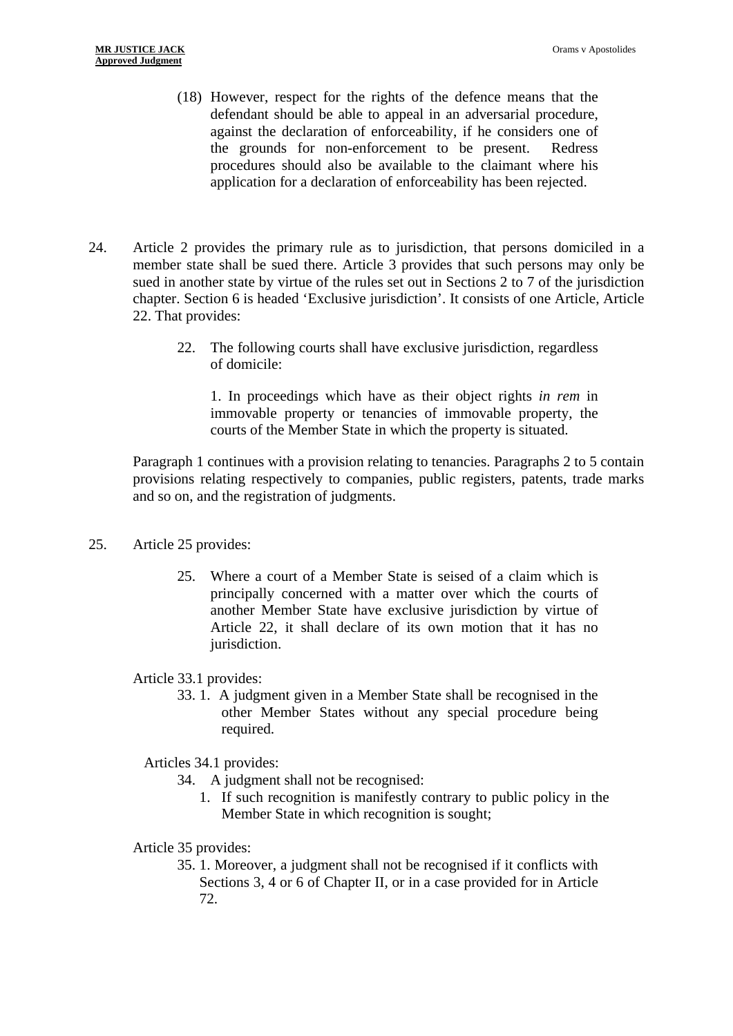> (18) However, respect for the rights of the defence means that the defendant should be able to appeal in an adversarial procedure, against the declaration of enforceability, if he considers one of the grounds for non-enforcement to be present. Redress procedures should also be available to the claimant where his application for a declaration of enforceability has been rejected.

24. Article 2 provides the primary rule as to jurisdiction, that persons domiciled in a member state shall be sued there. Article 3 provides that such persons may only be sued in another state by virtue of the rules set out in Sections 2 to 7 of the jurisdiction chapter. Section 6 is headed 'Exclusive jurisdiction'. It consists of one Article, Article 22. That provides:

> 22. The following courts shall have exclusive jurisdiction, regardless of domicile:
>
> 1. In proceedings which have as their object rights *in rem* in immovable property or tenancies of immovable property, the courts of the Member State in which the property is situated.

Paragraph 1 continues with a provision relating to tenancies. Paragraphs 2 to 5 contain provisions relating respectively to companies, public registers, patents, trade marks and so on, and the registration of judgments.

25. Article 25 provides:

> 25. Where a court of a Member State is seised of a claim which is principally concerned with a matter over which the courts of another Member State have exclusive jurisdiction by virtue of Article 22, it shall declare of its own motion that it has no jurisdiction.

Article 33.1 provides:

> 33. 1. A judgment given in a Member State shall be recognised in the other Member States without any special procedure being required.

Articles 34.1 provides:

> 34. A judgment shall not be recognised:
>
> 1. If such recognition is manifestly contrary to public policy in the Member State in which recognition is sought;

Article 35 provides:

> 35. 1. Moreover, a judgment shall not be recognised if it conflicts with Sections 3, 4 or 6 of Chapter II, or in a case provided for in Article 72.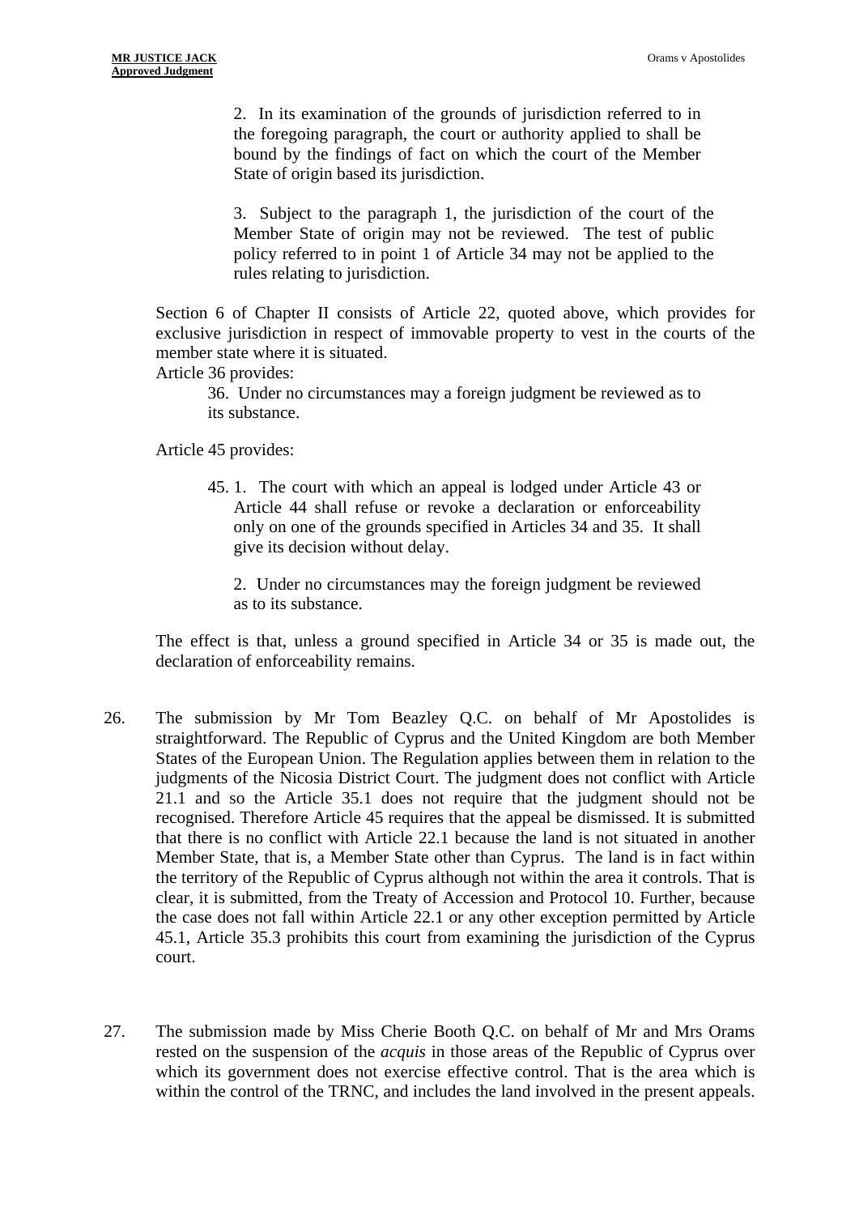> 2. In its examination of the grounds of jurisdiction referred to in the foregoing paragraph, the court or authority applied to shall be bound by the findings of fact on which the court of the Member State of origin based its jurisdiction.
>
> 3. Subject to the paragraph 1, the jurisdiction of the court of the Member State of origin may not be reviewed. The test of public policy referred to in point 1 of Article 34 may not be applied to the rules relating to jurisdiction.

Section 6 of Chapter II consists of Article 22, quoted above, which provides for exclusive jurisdiction in respect of immovable property to vest in the courts of the member state where it is situated.

Article 36 provides:

> 36. Under no circumstances may a foreign judgment be reviewed as to its substance.

Article 45 provides:

> 45. 1. The court with which an appeal is lodged under Article 43 or Article 44 shall refuse or revoke a declaration or enforceability only on one of the grounds specified in Articles 34 and 35. It shall give its decision without delay.
>
> 2. Under no circumstances may the foreign judgment be reviewed as to its substance.

The effect is that, unless a ground specified in Article 34 or 35 is made out, the declaration of enforceability remains.

26. The submission by Mr Tom Beazley Q.C. on behalf of Mr Apostolides is straightforward. The Republic of Cyprus and the United Kingdom are both Member States of the European Union. The Regulation applies between them in relation to the judgments of the Nicosia District Court. The judgment does not conflict with Article 21.1 and so the Article 35.1 does not require that the judgment should not be recognised. Therefore Article 45 requires that the appeal be dismissed. It is submitted that there is no conflict with Article 22.1 because the land is not situated in another Member State, that is, a Member State other than Cyprus. The land is in fact within the territory of the Republic of Cyprus although not within the area it controls. That is clear, it is submitted, from the Treaty of Accession and Protocol 10. Further, because the case does not fall within Article 22.1 or any other exception permitted by Article 45.1, Article 35.3 prohibits this court from examining the jurisdiction of the Cyprus court.

27. The submission made by Miss Cherie Booth Q.C. on behalf of Mr and Mrs Orams rested on the suspension of the *acquis* in those areas of the Republic of Cyprus over which its government does not exercise effective control. That is the area which is within the control of the TRNC, and includes the land involved in the present appeals.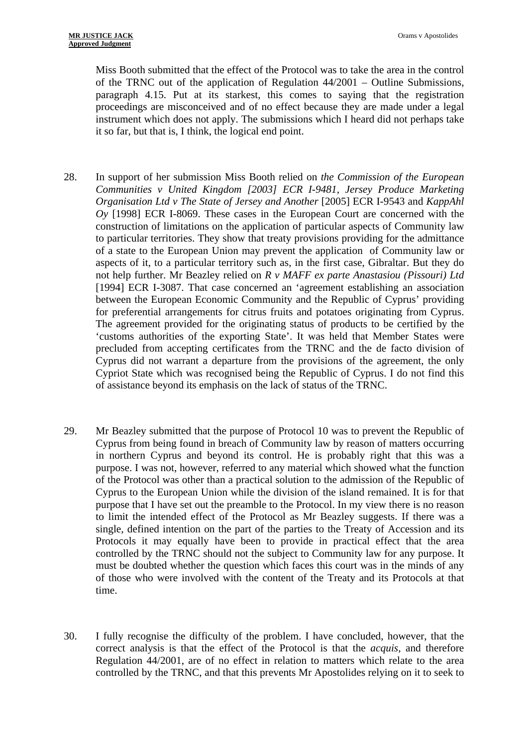Miss Booth submitted that the effect of the Protocol was to take the area in the control of the TRNC out of the application of Regulation 44/2001 – Outline Submissions, paragraph 4.15. Put at its starkest, this comes to saying that the registration proceedings are misconceived and of no effect because they are made under a legal instrument which does not apply. The submissions which I heard did not perhaps take it so far, but that is, I think, the logical end point.

28. In support of her submission Miss Booth relied on *the Commission of the European Communities v United Kingdom [2003] ECR I-9481*, *Jersey Produce Marketing Organisation Ltd v The State of Jersey and Another* [2005] ECR I-9543 and *KappAhl Oy* [1998] ECR I-8069. These cases in the European Court are concerned with the construction of limitations on the application of particular aspects of Community law to particular territories. They show that treaty provisions providing for the admittance of a state to the European Union may prevent the application of Community law or aspects of it, to a particular territory such as, in the first case, Gibraltar. But they do not help further. Mr Beazley relied on *R v MAFF ex parte Anastasiou (Pissouri) Ltd* [1994] ECR I-3087. That case concerned an 'agreement establishing an association between the European Economic Community and the Republic of Cyprus' providing for preferential arrangements for citrus fruits and potatoes originating from Cyprus. The agreement provided for the originating status of products to be certified by the 'customs authorities of the exporting State'. It was held that Member States were precluded from accepting certificates from the TRNC and the de facto division of Cyprus did not warrant a departure from the provisions of the agreement, the only Cypriot State which was recognised being the Republic of Cyprus. I do not find this of assistance beyond its emphasis on the lack of status of the TRNC.

29. Mr Beazley submitted that the purpose of Protocol 10 was to prevent the Republic of Cyprus from being found in breach of Community law by reason of matters occurring in northern Cyprus and beyond its control. He is probably right that this was a purpose. I was not, however, referred to any material which showed what the function of the Protocol was other than a practical solution to the admission of the Republic of Cyprus to the European Union while the division of the island remained. It is for that purpose that I have set out the preamble to the Protocol. In my view there is no reason to limit the intended effect of the Protocol as Mr Beazley suggests. If there was a single, defined intention on the part of the parties to the Treaty of Accession and its Protocols it may equally have been to provide in practical effect that the area controlled by the TRNC should not the subject to Community law for any purpose. It must be doubted whether the question which faces this court was in the minds of any of those who were involved with the content of the Treaty and its Protocols at that time.

30. I fully recognise the difficulty of the problem. I have concluded, however, that the correct analysis is that the effect of the Protocol is that the *acquis*, and therefore Regulation 44/2001, are of no effect in relation to matters which relate to the area controlled by the TRNC, and that this prevents Mr Apostolides relying on it to seek to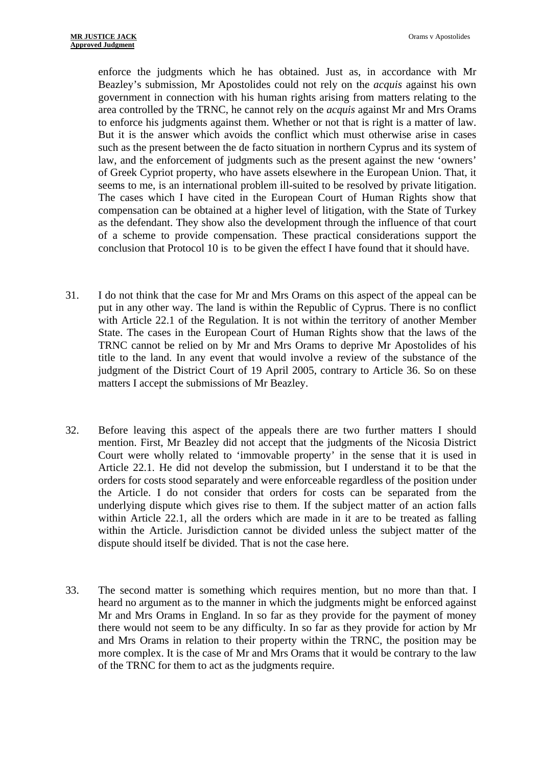enforce the judgments which he has obtained. Just as, in accordance with Mr Beazley's submission, Mr Apostolides could not rely on the *acquis* against his own government in connection with his human rights arising from matters relating to the area controlled by the TRNC, he cannot rely on the *acquis* against Mr and Mrs Orams to enforce his judgments against them. Whether or not that is right is a matter of law. But it is the answer which avoids the conflict which must otherwise arise in cases such as the present between the de facto situation in northern Cyprus and its system of law, and the enforcement of judgments such as the present against the new 'owners' of Greek Cypriot property, who have assets elsewhere in the European Union. That, it seems to me, is an international problem ill-suited to be resolved by private litigation. The cases which I have cited in the European Court of Human Rights show that compensation can be obtained at a higher level of litigation, with the State of Turkey as the defendant. They show also the development through the influence of that court of a scheme to provide compensation. These practical considerations support the conclusion that Protocol 10 is to be given the effect I have found that it should have.

31. I do not think that the case for Mr and Mrs Orams on this aspect of the appeal can be put in any other way. The land is within the Republic of Cyprus. There is no conflict with Article 22.1 of the Regulation. It is not within the territory of another Member State. The cases in the European Court of Human Rights show that the laws of the TRNC cannot be relied on by Mr and Mrs Orams to deprive Mr Apostolides of his title to the land. In any event that would involve a review of the substance of the judgment of the District Court of 19 April 2005, contrary to Article 36. So on these matters I accept the submissions of Mr Beazley.

32. Before leaving this aspect of the appeals there are two further matters I should mention. First, Mr Beazley did not accept that the judgments of the Nicosia District Court were wholly related to 'immovable property' in the sense that it is used in Article 22.1. He did not develop the submission, but I understand it to be that the orders for costs stood separately and were enforceable regardless of the position under the Article. I do not consider that orders for costs can be separated from the underlying dispute which gives rise to them. If the subject matter of an action falls within Article 22.1, all the orders which are made in it are to be treated as falling within the Article. Jurisdiction cannot be divided unless the subject matter of the dispute should itself be divided. That is not the case here.

33. The second matter is something which requires mention, but no more than that. I heard no argument as to the manner in which the judgments might be enforced against Mr and Mrs Orams in England. In so far as they provide for the payment of money there would not seem to be any difficulty. In so far as they provide for action by Mr and Mrs Orams in relation to their property within the TRNC, the position may be more complex. It is the case of Mr and Mrs Orams that it would be contrary to the law of the TRNC for them to act as the judgments require.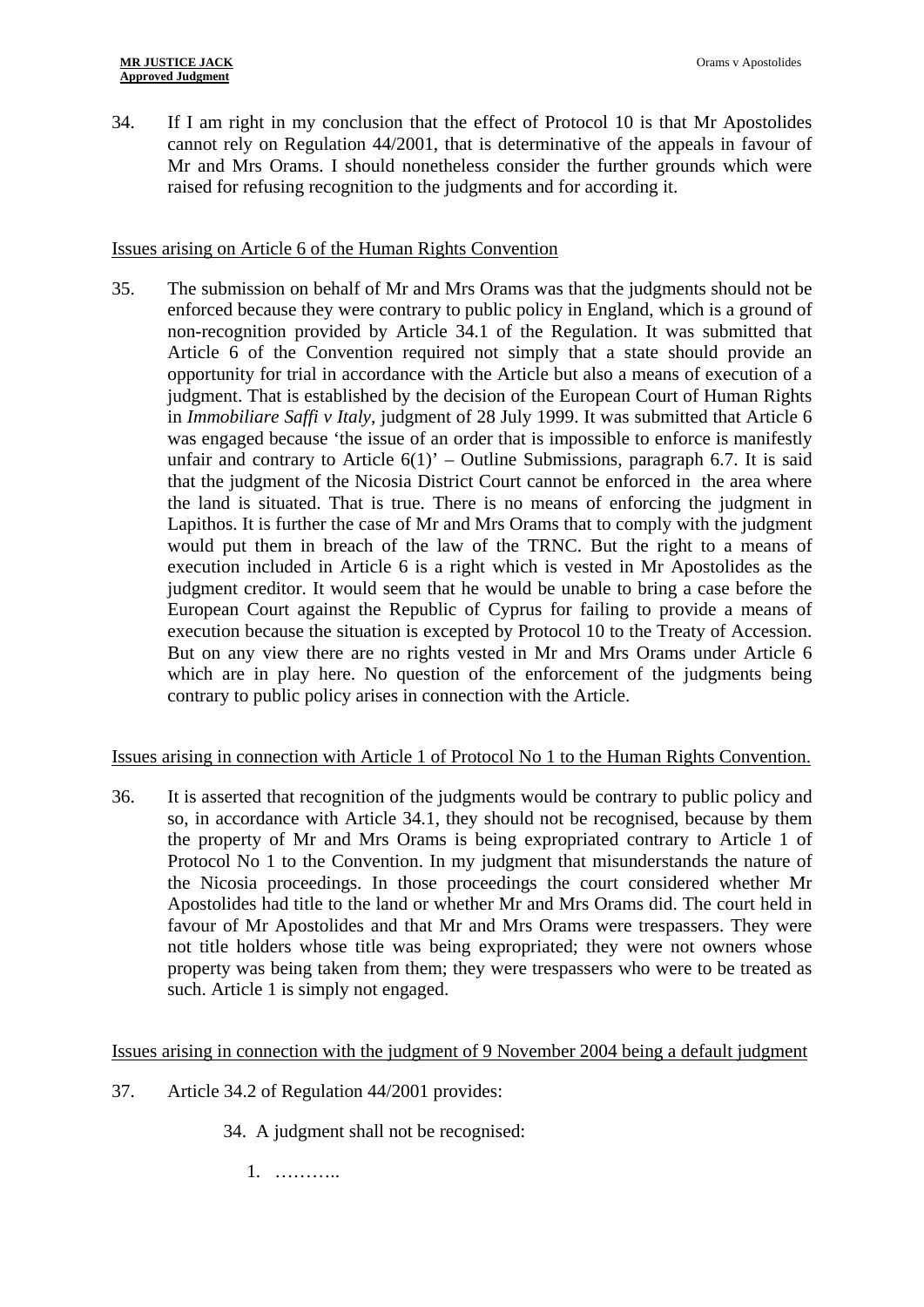34. If I am right in my conclusion that the effect of Protocol 10 is that Mr Apostolides cannot rely on Regulation 44/2001, that is determinative of the appeals in favour of Mr and Mrs Orams. I should nonetheless consider the further grounds which were raised for refusing recognition to the judgments and for according it.

Issues arising on Article 6 of the Human Rights Convention

35. The submission on behalf of Mr and Mrs Orams was that the judgments should not be enforced because they were contrary to public policy in England, which is a ground of non-recognition provided by Article 34.1 of the Regulation. It was submitted that Article 6 of the Convention required not simply that a state should provide an opportunity for trial in accordance with the Article but also a means of execution of a judgment. That is established by the decision of the European Court of Human Rights in *Immobiliare Saffi v Italy*, judgment of 28 July 1999. It was submitted that Article 6 was engaged because 'the issue of an order that is impossible to enforce is manifestly unfair and contrary to Article 6(1)' – Outline Submissions, paragraph 6.7. It is said that the judgment of the Nicosia District Court cannot be enforced in the area where the land is situated. That is true. There is no means of enforcing the judgment in Lapithos. It is further the case of Mr and Mrs Orams that to comply with the judgment would put them in breach of the law of the TRNC. But the right to a means of execution included in Article 6 is a right which is vested in Mr Apostolides as the judgment creditor. It would seem that he would be unable to bring a case before the European Court against the Republic of Cyprus for failing to provide a means of execution because the situation is excepted by Protocol 10 to the Treaty of Accession. But on any view there are no rights vested in Mr and Mrs Orams under Article 6 which are in play here. No question of the enforcement of the judgments being contrary to public policy arises in connection with the Article.

Issues arising in connection with Article 1 of Protocol No 1 to the Human Rights Convention.

36. It is asserted that recognition of the judgments would be contrary to public policy and so, in accordance with Article 34.1, they should not be recognised, because by them the property of Mr and Mrs Orams is being expropriated contrary to Article 1 of Protocol No 1 to the Convention. In my judgment that misunderstands the nature of the Nicosia proceedings. In those proceedings the court considered whether Mr Apostolides had title to the land or whether Mr and Mrs Orams did. The court held in favour of Mr Apostolides and that Mr and Mrs Orams were trespassers. They were not title holders whose title was being expropriated; they were not owners whose property was being taken from them; they were trespassers who were to be treated as such. Article 1 is simply not engaged.

Issues arising in connection with the judgment of 9 November 2004 being a default judgment

37. Article 34.2 of Regulation 44/2001 provides:

> 34. A judgment shall not be recognised:
>
> 1. ………..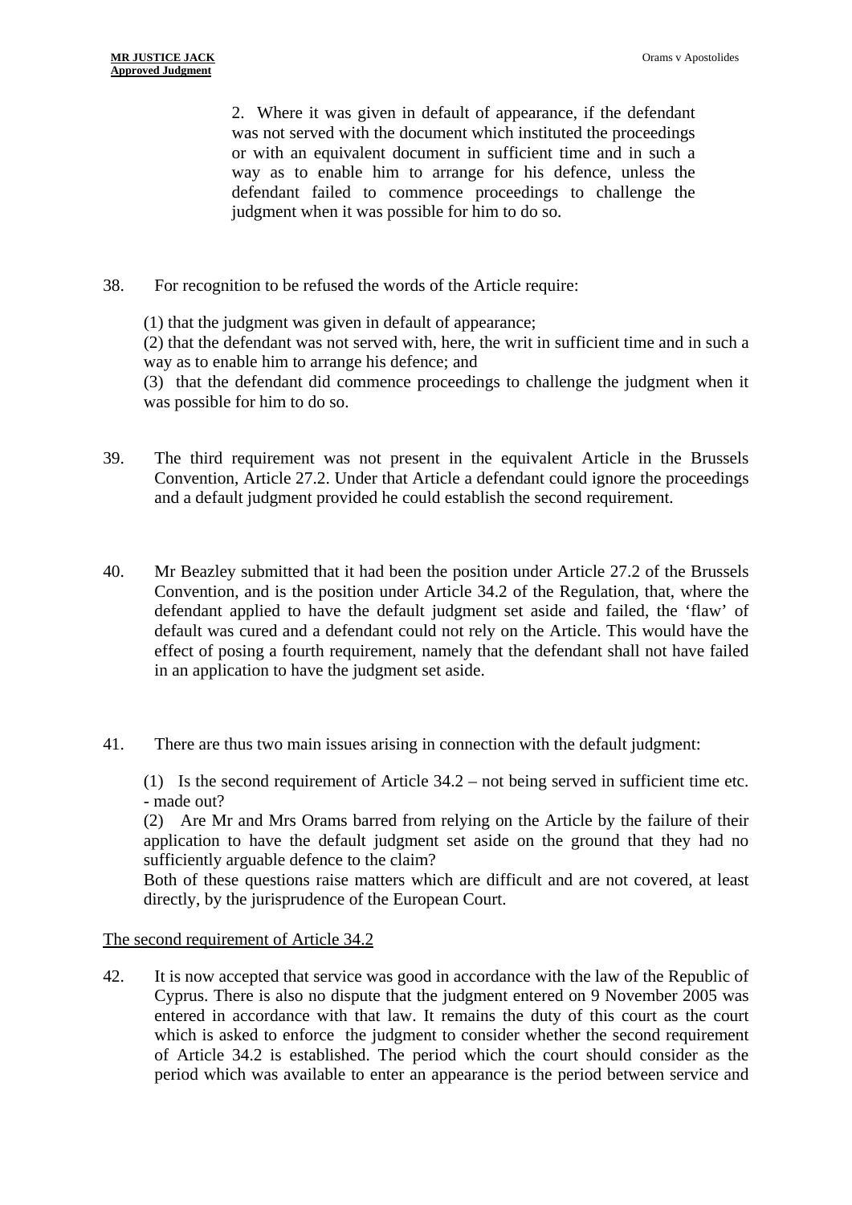> 2. Where it was given in default of appearance, if the defendant was not served with the document which instituted the proceedings or with an equivalent document in sufficient time and in such a way as to enable him to arrange for his defence, unless the defendant failed to commence proceedings to challenge the judgment when it was possible for him to do so.

38. For recognition to be refused the words of the Article require:

    (1) that the judgment was given in default of appearance;
    (2) that the defendant was not served with, here, the writ in sufficient time and in such a way as to enable him to arrange his defence; and
    (3) that the defendant did commence proceedings to challenge the judgment when it was possible for him to do so.

39. The third requirement was not present in the equivalent Article in the Brussels Convention, Article 27.2. Under that Article a defendant could ignore the proceedings and a default judgment provided he could establish the second requirement.

40. Mr Beazley submitted that it had been the position under Article 27.2 of the Brussels Convention, and is the position under Article 34.2 of the Regulation, that, where the defendant applied to have the default judgment set aside and failed, the 'flaw' of default was cured and a defendant could not rely on the Article. This would have the effect of posing a fourth requirement, namely that the defendant shall not have failed in an application to have the judgment set aside.

41. There are thus two main issues arising in connection with the default judgment:

    (1) Is the second requirement of Article 34.2 – not being served in sufficient time etc. - made out?
    (2) Are Mr and Mrs Orams barred from relying on the Article by the failure of their application to have the default judgment set aside on the ground that they had no sufficiently arguable defence to the claim?
    Both of these questions raise matters which are difficult and are not covered, at least directly, by the jurisprudence of the European Court.

<u>The second requirement of Article 34.2</u>

42. It is now accepted that service was good in accordance with the law of the Republic of Cyprus. There is also no dispute that the judgment entered on 9 November 2005 was entered in accordance with that law. It remains the duty of this court as the court which is asked to enforce the judgment to consider whether the second requirement of Article 34.2 is established. The period which the court should consider as the period which was available to enter an appearance is the period between service and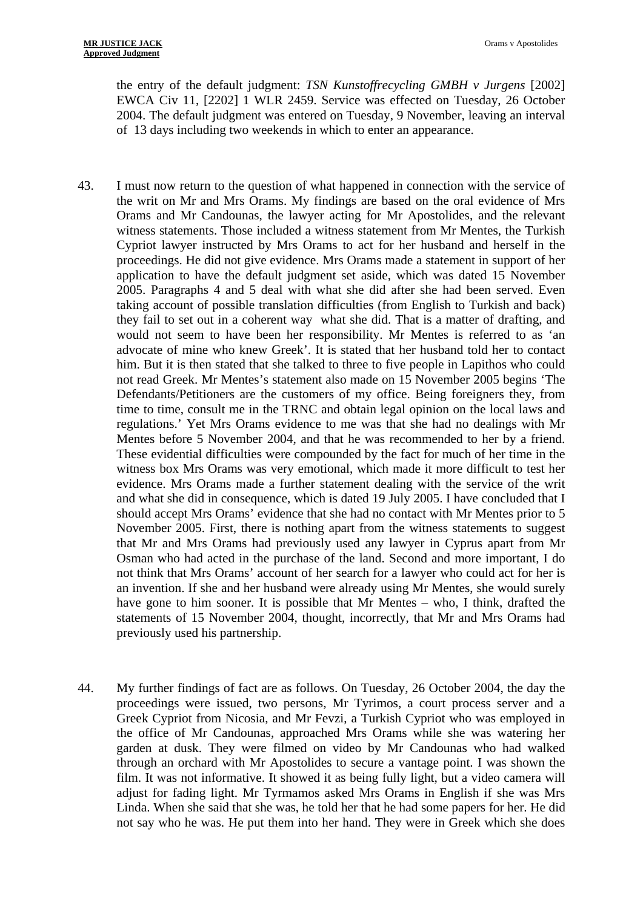the entry of the default judgment: *TSN Kunstoffrecycling GMBH v Jurgens* [2002] EWCA Civ 11, [2202] 1 WLR 2459. Service was effected on Tuesday, 26 October 2004. The default judgment was entered on Tuesday, 9 November, leaving an interval of 13 days including two weekends in which to enter an appearance.

43. I must now return to the question of what happened in connection with the service of the writ on Mr and Mrs Orams. My findings are based on the oral evidence of Mrs Orams and Mr Candounas, the lawyer acting for Mr Apostolides, and the relevant witness statements. Those included a witness statement from Mr Mentes, the Turkish Cypriot lawyer instructed by Mrs Orams to act for her husband and herself in the proceedings. He did not give evidence. Mrs Orams made a statement in support of her application to have the default judgment set aside, which was dated 15 November 2005. Paragraphs 4 and 5 deal with what she did after she had been served. Even taking account of possible translation difficulties (from English to Turkish and back) they fail to set out in a coherent way what she did. That is a matter of drafting, and would not seem to have been her responsibility. Mr Mentes is referred to as 'an advocate of mine who knew Greek'. It is stated that her husband told her to contact him. But it is then stated that she talked to three to five people in Lapithos who could not read Greek. Mr Mentes's statement also made on 15 November 2005 begins 'The Defendants/Petitioners are the customers of my office. Being foreigners they, from time to time, consult me in the TRNC and obtain legal opinion on the local laws and regulations.' Yet Mrs Orams evidence to me was that she had no dealings with Mr Mentes before 5 November 2004, and that he was recommended to her by a friend. These evidential difficulties were compounded by the fact for much of her time in the witness box Mrs Orams was very emotional, which made it more difficult to test her evidence. Mrs Orams made a further statement dealing with the service of the writ and what she did in consequence, which is dated 19 July 2005. I have concluded that I should accept Mrs Orams' evidence that she had no contact with Mr Mentes prior to 5 November 2005. First, there is nothing apart from the witness statements to suggest that Mr and Mrs Orams had previously used any lawyer in Cyprus apart from Mr Osman who had acted in the purchase of the land. Second and more important, I do not think that Mrs Orams' account of her search for a lawyer who could act for her is an invention. If she and her husband were already using Mr Mentes, she would surely have gone to him sooner. It is possible that Mr Mentes – who, I think, drafted the statements of 15 November 2004, thought, incorrectly, that Mr and Mrs Orams had previously used his partnership.

44. My further findings of fact are as follows. On Tuesday, 26 October 2004, the day the proceedings were issued, two persons, Mr Tyrimos, a court process server and a Greek Cypriot from Nicosia, and Mr Fevzi, a Turkish Cypriot who was employed in the office of Mr Candounas, approached Mrs Orams while she was watering her garden at dusk. They were filmed on video by Mr Candounas who had walked through an orchard with Mr Apostolides to secure a vantage point. I was shown the film. It was not informative. It showed it as being fully light, but a video camera will adjust for fading light. Mr Tyrmamos asked Mrs Orams in English if she was Mrs Linda. When she said that she was, he told her that he had some papers for her. He did not say who he was. He put them into her hand. They were in Greek which she does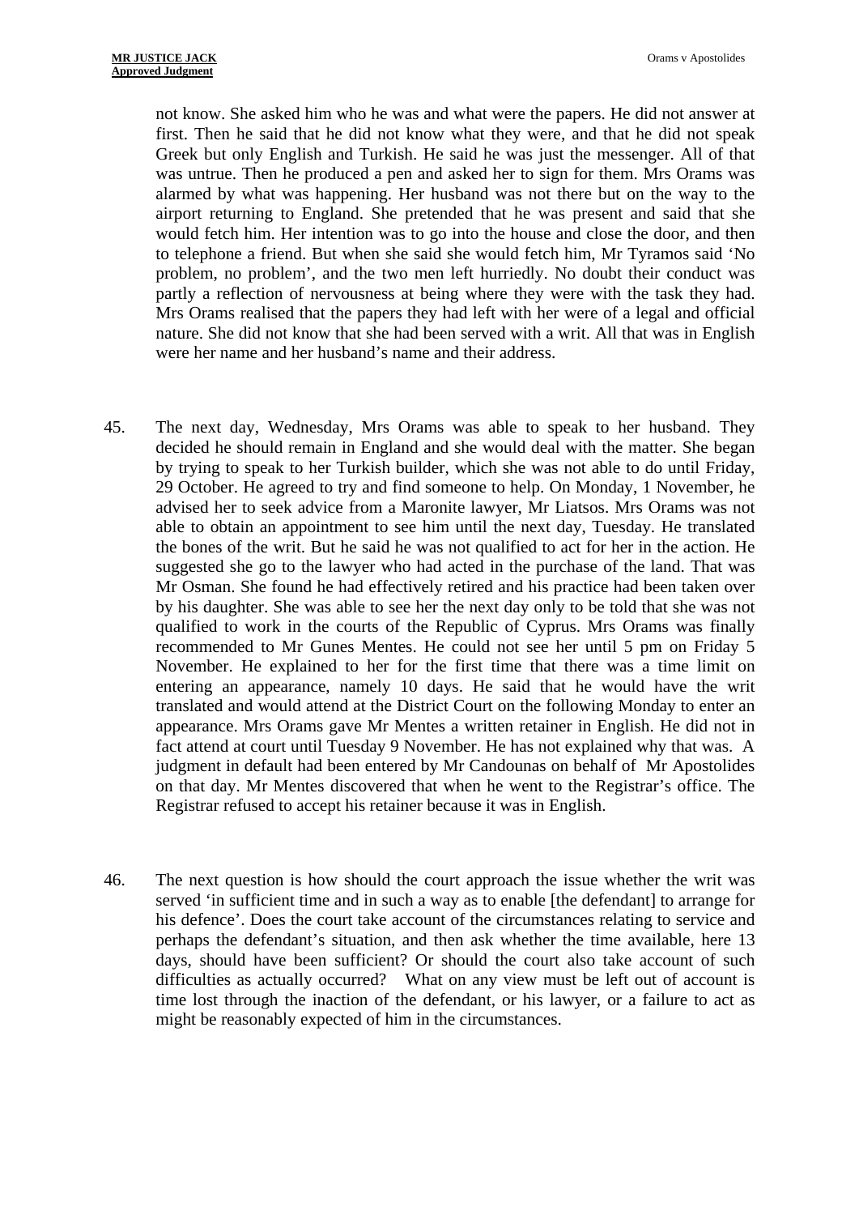not know. She asked him who he was and what were the papers. He did not answer at first. Then he said that he did not know what they were, and that he did not speak Greek but only English and Turkish. He said he was just the messenger. All of that was untrue. Then he produced a pen and asked her to sign for them. Mrs Orams was alarmed by what was happening. Her husband was not there but on the way to the airport returning to England. She pretended that he was present and said that she would fetch him. Her intention was to go into the house and close the door, and then to telephone a friend. But when she said she would fetch him, Mr Tyramos said 'No problem, no problem', and the two men left hurriedly. No doubt their conduct was partly a reflection of nervousness at being where they were with the task they had. Mrs Orams realised that the papers they had left with her were of a legal and official nature. She did not know that she had been served with a writ. All that was in English were her name and her husband's name and their address.

45. The next day, Wednesday, Mrs Orams was able to speak to her husband. They decided he should remain in England and she would deal with the matter. She began by trying to speak to her Turkish builder, which she was not able to do until Friday, 29 October. He agreed to try and find someone to help. On Monday, 1 November, he advised her to seek advice from a Maronite lawyer, Mr Liatsos. Mrs Orams was not able to obtain an appointment to see him until the next day, Tuesday. He translated the bones of the writ. But he said he was not qualified to act for her in the action. He suggested she go to the lawyer who had acted in the purchase of the land. That was Mr Osman. She found he had effectively retired and his practice had been taken over by his daughter. She was able to see her the next day only to be told that she was not qualified to work in the courts of the Republic of Cyprus. Mrs Orams was finally recommended to Mr Gunes Mentes. He could not see her until 5 pm on Friday 5 November. He explained to her for the first time that there was a time limit on entering an appearance, namely 10 days. He said that he would have the writ translated and would attend at the District Court on the following Monday to enter an appearance. Mrs Orams gave Mr Mentes a written retainer in English. He did not in fact attend at court until Tuesday 9 November. He has not explained why that was. A judgment in default had been entered by Mr Candounas on behalf of Mr Apostolides on that day. Mr Mentes discovered that when he went to the Registrar's office. The Registrar refused to accept his retainer because it was in English.

46. The next question is how should the court approach the issue whether the writ was served 'in sufficient time and in such a way as to enable [the defendant] to arrange for his defence'. Does the court take account of the circumstances relating to service and perhaps the defendant's situation, and then ask whether the time available, here 13 days, should have been sufficient? Or should the court also take account of such difficulties as actually occurred? What on any view must be left out of account is time lost through the inaction of the defendant, or his lawyer, or a failure to act as might be reasonably expected of him in the circumstances.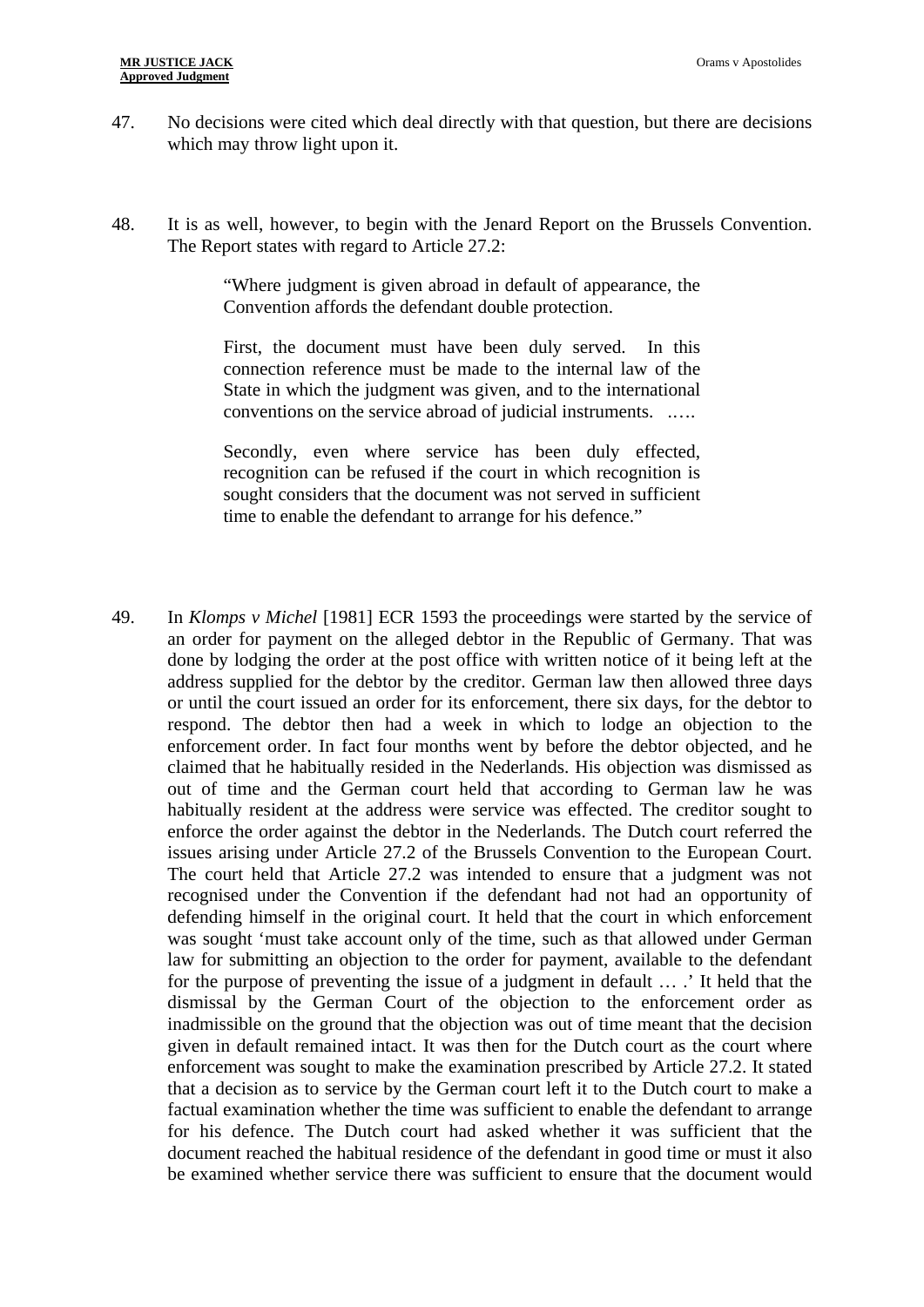47. No decisions were cited which deal directly with that question, but there are decisions which may throw light upon it.

48. It is as well, however, to begin with the Jenard Report on the Brussels Convention. The Report states with regard to Article 27.2:

> "Where judgment is given abroad in default of appearance, the Convention affords the defendant double protection.
>
> First, the document must have been duly served. In this connection reference must be made to the internal law of the State in which the judgment was given, and to the international conventions on the service abroad of judicial instruments. .….
>
> Secondly, even where service has been duly effected, recognition can be refused if the court in which recognition is sought considers that the document was not served in sufficient time to enable the defendant to arrange for his defence."

49. In *Klomps v Michel* [1981] ECR 1593 the proceedings were started by the service of an order for payment on the alleged debtor in the Republic of Germany. That was done by lodging the order at the post office with written notice of it being left at the address supplied for the debtor by the creditor. German law then allowed three days or until the court issued an order for its enforcement, there six days, for the debtor to respond. The debtor then had a week in which to lodge an objection to the enforcement order. In fact four months went by before the debtor objected, and he claimed that he habitually resided in the Nederlands. His objection was dismissed as out of time and the German court held that according to German law he was habitually resident at the address were service was effected. The creditor sought to enforce the order against the debtor in the Nederlands. The Dutch court referred the issues arising under Article 27.2 of the Brussels Convention to the European Court. The court held that Article 27.2 was intended to ensure that a judgment was not recognised under the Convention if the defendant had not had an opportunity of defending himself in the original court. It held that the court in which enforcement was sought 'must take account only of the time, such as that allowed under German law for submitting an objection to the order for payment, available to the defendant for the purpose of preventing the issue of a judgment in default … .' It held that the dismissal by the German Court of the objection to the enforcement order as inadmissible on the ground that the objection was out of time meant that the decision given in default remained intact. It was then for the Dutch court as the court where enforcement was sought to make the examination prescribed by Article 27.2. It stated that a decision as to service by the German court left it to the Dutch court to make a factual examination whether the time was sufficient to enable the defendant to arrange for his defence. The Dutch court had asked whether it was sufficient that the document reached the habitual residence of the defendant in good time or must it also be examined whether service there was sufficient to ensure that the document would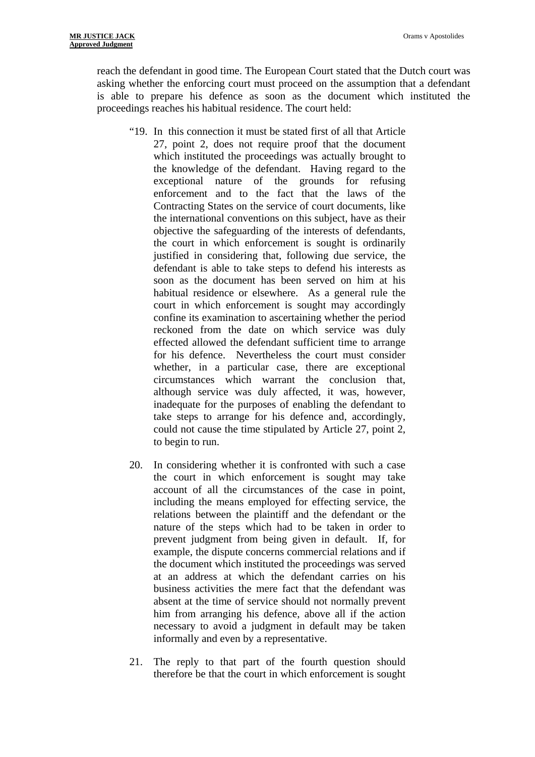reach the defendant in good time. The European Court stated that the Dutch court was asking whether the enforcing court must proceed on the assumption that a defendant is able to prepare his defence as soon as the document which instituted the proceedings reaches his habitual residence. The court held:

> "19. In this connection it must be stated first of all that Article 27, point 2, does not require proof that the document which instituted the proceedings was actually brought to the knowledge of the defendant. Having regard to the exceptional nature of the grounds for refusing enforcement and to the fact that the laws of the Contracting States on the service of court documents, like the international conventions on this subject, have as their objective the safeguarding of the interests of defendants, the court in which enforcement is sought is ordinarily justified in considering that, following due service, the defendant is able to take steps to defend his interests as soon as the document has been served on him at his habitual residence or elsewhere. As a general rule the court in which enforcement is sought may accordingly confine its examination to ascertaining whether the period reckoned from the date on which service was duly effected allowed the defendant sufficient time to arrange for his defence. Nevertheless the court must consider whether, in a particular case, there are exceptional circumstances which warrant the conclusion that, although service was duly affected, it was, however, inadequate for the purposes of enabling the defendant to take steps to arrange for his defence and, accordingly, could not cause the time stipulated by Article 27, point 2, to begin to run.
>
> 20. In considering whether it is confronted with such a case the court in which enforcement is sought may take account of all the circumstances of the case in point, including the means employed for effecting service, the relations between the plaintiff and the defendant or the nature of the steps which had to be taken in order to prevent judgment from being given in default. If, for example, the dispute concerns commercial relations and if the document which instituted the proceedings was served at an address at which the defendant carries on his business activities the mere fact that the defendant was absent at the time of service should not normally prevent him from arranging his defence, above all if the action necessary to avoid a judgment in default may be taken informally and even by a representative.
>
> 21. The reply to that part of the fourth question should therefore be that the court in which enforcement is sought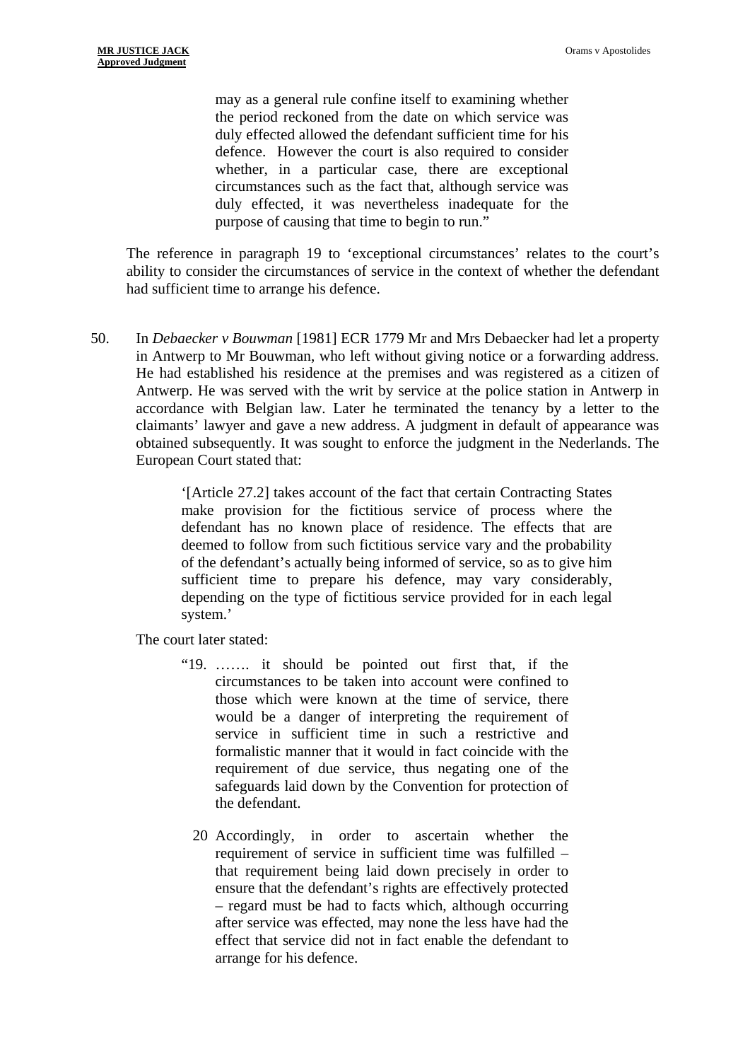> may as a general rule confine itself to examining whether the period reckoned from the date on which service was duly effected allowed the defendant sufficient time for his defence. However the court is also required to consider whether, in a particular case, there are exceptional circumstances such as the fact that, although service was duly effected, it was nevertheless inadequate for the purpose of causing that time to begin to run."

The reference in paragraph 19 to 'exceptional circumstances' relates to the court's ability to consider the circumstances of service in the context of whether the defendant had sufficient time to arrange his defence.

50. In *Debaecker v Bouwman* [1981] ECR 1779 Mr and Mrs Debaecker had let a property in Antwerp to Mr Bouwman, who left without giving notice or a forwarding address. He had established his residence at the premises and was registered as a citizen of Antwerp. He was served with the writ by service at the police station in Antwerp in accordance with Belgian law. Later he terminated the tenancy by a letter to the claimants' lawyer and gave a new address. A judgment in default of appearance was obtained subsequently. It was sought to enforce the judgment in the Nederlands. The European Court stated that:

> '[Article 27.2] takes account of the fact that certain Contracting States make provision for the fictitious service of process where the defendant has no known place of residence. The effects that are deemed to follow from such fictitious service vary and the probability of the defendant's actually being informed of service, so as to give him sufficient time to prepare his defence, may vary considerably, depending on the type of fictitious service provided for in each legal system.'

The court later stated:

> "19. ……. it should be pointed out first that, if the circumstances to be taken into account were confined to those which were known at the time of service, there would be a danger of interpreting the requirement of service in sufficient time in such a restrictive and formalistic manner that it would in fact coincide with the requirement of due service, thus negating one of the safeguards laid down by the Convention for protection of the defendant.
>
> 20 Accordingly, in order to ascertain whether the requirement of service in sufficient time was fulfilled – that requirement being laid down precisely in order to ensure that the defendant's rights are effectively protected – regard must be had to facts which, although occurring after service was effected, may none the less have had the effect that service did not in fact enable the defendant to arrange for his defence.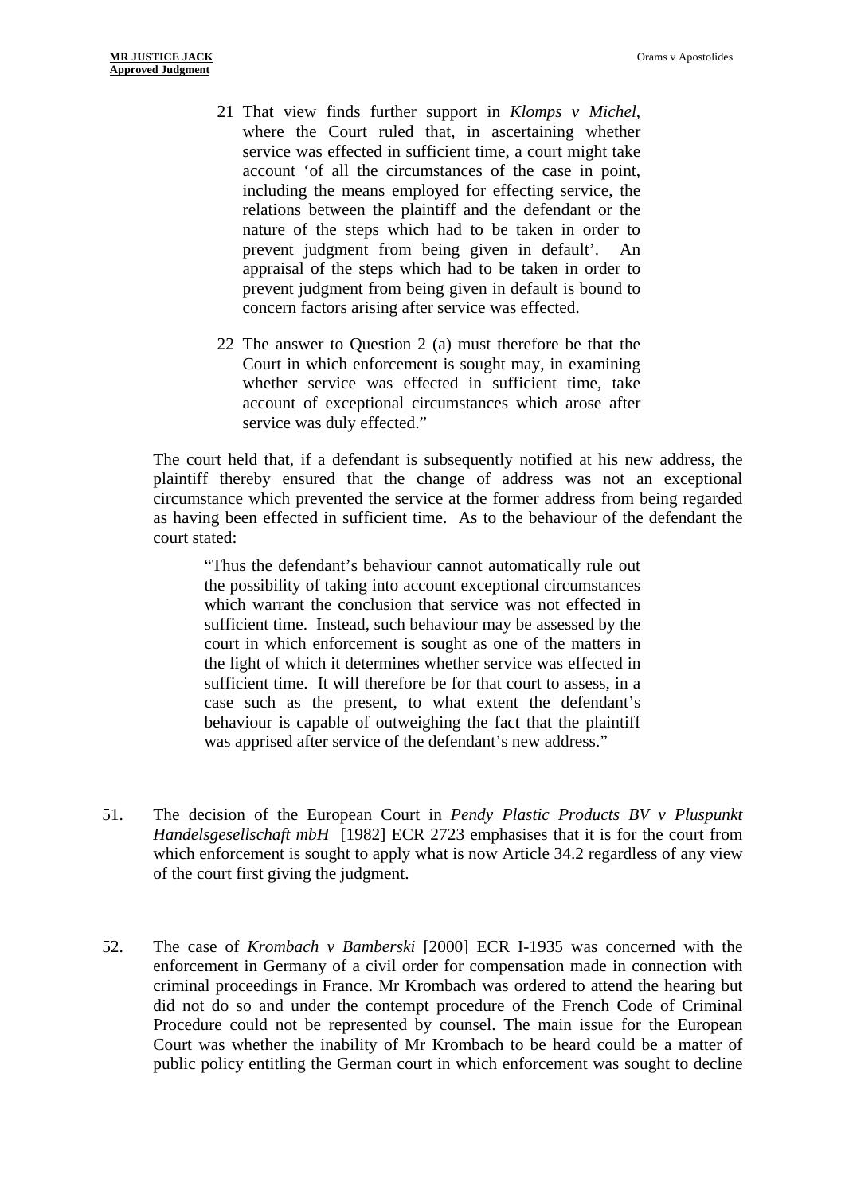> 21 That view finds further support in *Klomps v Michel*, where the Court ruled that, in ascertaining whether service was effected in sufficient time, a court might take account 'of all the circumstances of the case in point, including the means employed for effecting service, the relations between the plaintiff and the defendant or the nature of the steps which had to be taken in order to prevent judgment from being given in default'. An appraisal of the steps which had to be taken in order to prevent judgment from being given in default is bound to concern factors arising after service was effected.
>
> 22 The answer to Question 2 (a) must therefore be that the Court in which enforcement is sought may, in examining whether service was effected in sufficient time, take account of exceptional circumstances which arose after service was duly effected."

The court held that, if a defendant is subsequently notified at his new address, the plaintiff thereby ensured that the change of address was not an exceptional circumstance which prevented the service at the former address from being regarded as having been effected in sufficient time. As to the behaviour of the defendant the court stated:

> "Thus the defendant's behaviour cannot automatically rule out the possibility of taking into account exceptional circumstances which warrant the conclusion that service was not effected in sufficient time. Instead, such behaviour may be assessed by the court in which enforcement is sought as one of the matters in the light of which it determines whether service was effected in sufficient time. It will therefore be for that court to assess, in a case such as the present, to what extent the defendant's behaviour is capable of outweighing the fact that the plaintiff was apprised after service of the defendant's new address."

51. The decision of the European Court in *Pendy Plastic Products BV v Pluspunkt Handelsgesellschaft mbH* [1982] ECR 2723 emphasises that it is for the court from which enforcement is sought to apply what is now Article 34.2 regardless of any view of the court first giving the judgment.

52. The case of *Krombach v Bamberski* [2000] ECR I-1935 was concerned with the enforcement in Germany of a civil order for compensation made in connection with criminal proceedings in France. Mr Krombach was ordered to attend the hearing but did not do so and under the contempt procedure of the French Code of Criminal Procedure could not be represented by counsel. The main issue for the European Court was whether the inability of Mr Krombach to be heard could be a matter of public policy entitling the German court in which enforcement was sought to decline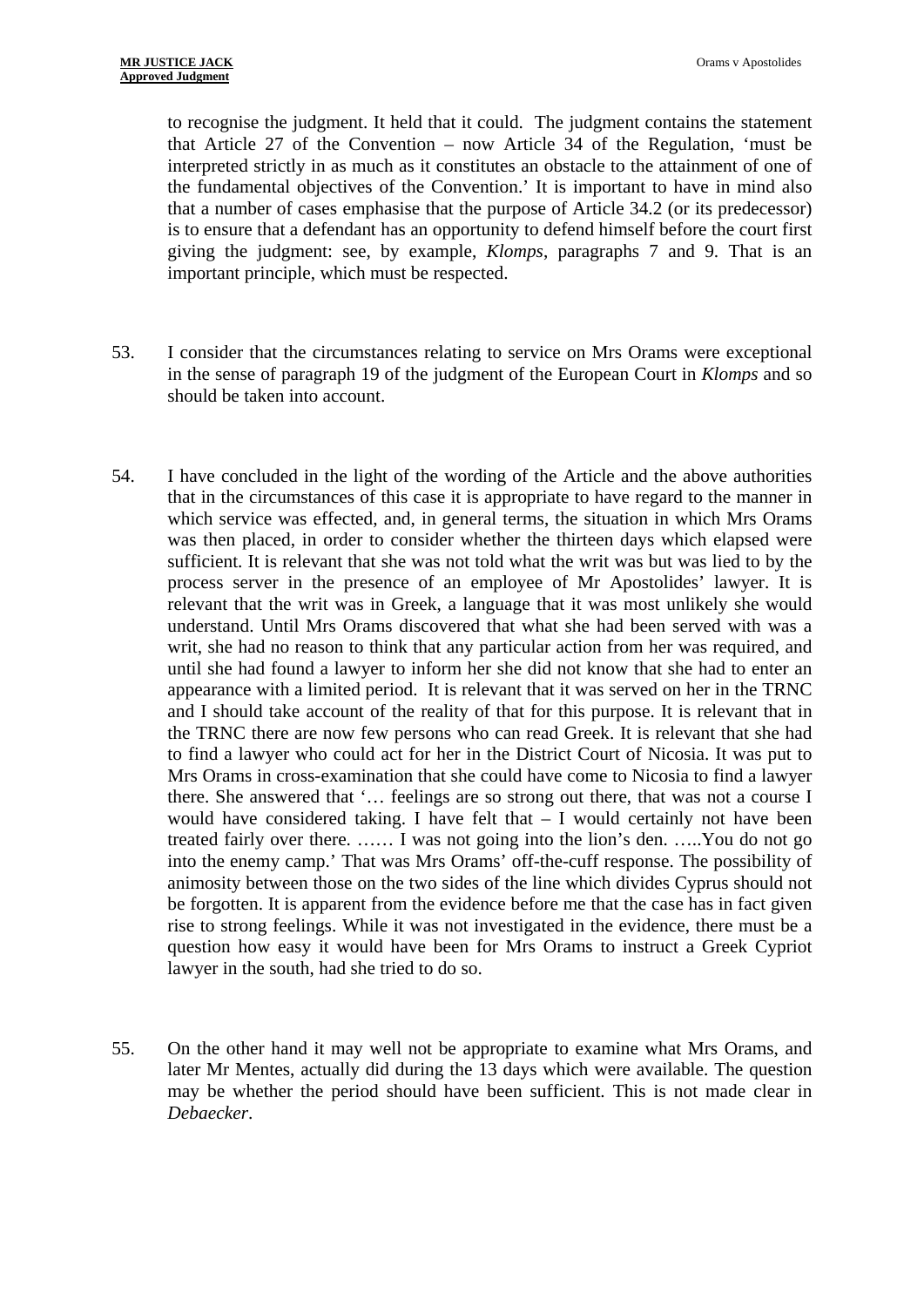to recognise the judgment. It held that it could. The judgment contains the statement that Article 27 of the Convention – now Article 34 of the Regulation, 'must be interpreted strictly in as much as it constitutes an obstacle to the attainment of one of the fundamental objectives of the Convention.' It is important to have in mind also that a number of cases emphasise that the purpose of Article 34.2 (or its predecessor) is to ensure that a defendant has an opportunity to defend himself before the court first giving the judgment: see, by example, *Klomps*, paragraphs 7 and 9. That is an important principle, which must be respected.

53. I consider that the circumstances relating to service on Mrs Orams were exceptional in the sense of paragraph 19 of the judgment of the European Court in *Klomps* and so should be taken into account.

54. I have concluded in the light of the wording of the Article and the above authorities that in the circumstances of this case it is appropriate to have regard to the manner in which service was effected, and, in general terms, the situation in which Mrs Orams was then placed, in order to consider whether the thirteen days which elapsed were sufficient. It is relevant that she was not told what the writ was but was lied to by the process server in the presence of an employee of Mr Apostolides' lawyer. It is relevant that the writ was in Greek, a language that it was most unlikely she would understand. Until Mrs Orams discovered that what she had been served with was a writ, she had no reason to think that any particular action from her was required, and until she had found a lawyer to inform her she did not know that she had to enter an appearance with a limited period. It is relevant that it was served on her in the TRNC and I should take account of the reality of that for this purpose. It is relevant that in the TRNC there are now few persons who can read Greek. It is relevant that she had to find a lawyer who could act for her in the District Court of Nicosia. It was put to Mrs Orams in cross-examination that she could have come to Nicosia to find a lawyer there. She answered that '… feelings are so strong out there, that was not a course I would have considered taking. I have felt that – I would certainly not have been treated fairly over there. …… I was not going into the lion's den. …..You do not go into the enemy camp.' That was Mrs Orams' off-the-cuff response. The possibility of animosity between those on the two sides of the line which divides Cyprus should not be forgotten. It is apparent from the evidence before me that the case has in fact given rise to strong feelings. While it was not investigated in the evidence, there must be a question how easy it would have been for Mrs Orams to instruct a Greek Cypriot lawyer in the south, had she tried to do so.

55. On the other hand it may well not be appropriate to examine what Mrs Orams, and later Mr Mentes, actually did during the 13 days which were available. The question may be whether the period should have been sufficient. This is not made clear in *Debaecker*.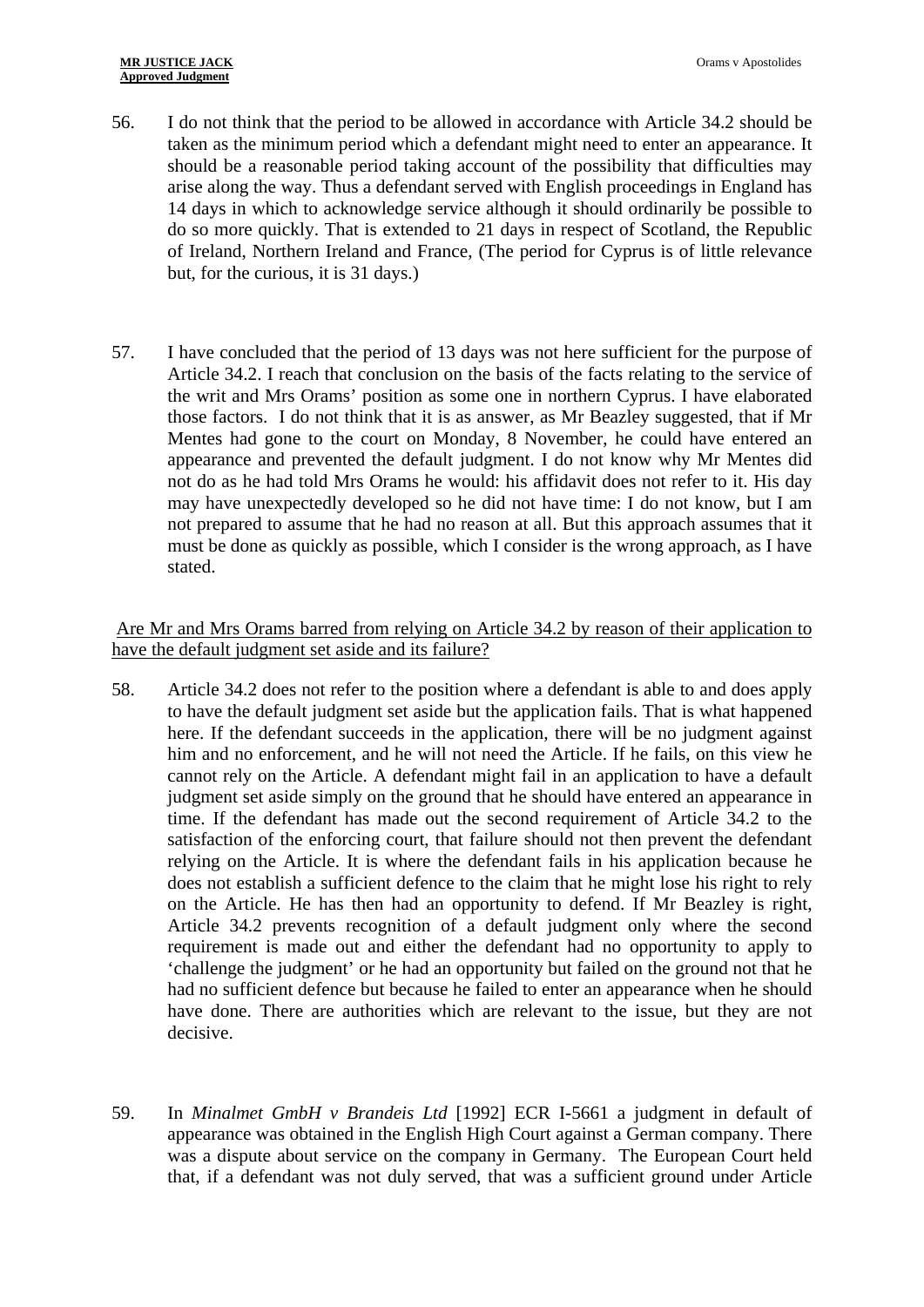56. I do not think that the period to be allowed in accordance with Article 34.2 should be taken as the minimum period which a defendant might need to enter an appearance. It should be a reasonable period taking account of the possibility that difficulties may arise along the way. Thus a defendant served with English proceedings in England has 14 days in which to acknowledge service although it should ordinarily be possible to do so more quickly. That is extended to 21 days in respect of Scotland, the Republic of Ireland, Northern Ireland and France, (The period for Cyprus is of little relevance but, for the curious, it is 31 days.)

57. I have concluded that the period of 13 days was not here sufficient for the purpose of Article 34.2. I reach that conclusion on the basis of the facts relating to the service of the writ and Mrs Orams' position as some one in northern Cyprus. I have elaborated those factors. I do not think that it is as answer, as Mr Beazley suggested, that if Mr Mentes had gone to the court on Monday, 8 November, he could have entered an appearance and prevented the default judgment. I do not know why Mr Mentes did not do as he had told Mrs Orams he would: his affidavit does not refer to it. His day may have unexpectedly developed so he did not have time: I do not know, but I am not prepared to assume that he had no reason at all. But this approach assumes that it must be done as quickly as possible, which I consider is the wrong approach, as I have stated.

<u>Are Mr and Mrs Orams barred from relying on Article 34.2 by reason of their application to have the default judgment set aside and its failure?</u>

58. Article 34.2 does not refer to the position where a defendant is able to and does apply to have the default judgment set aside but the application fails. That is what happened here. If the defendant succeeds in the application, there will be no judgment against him and no enforcement, and he will not need the Article. If he fails, on this view he cannot rely on the Article. A defendant might fail in an application to have a default judgment set aside simply on the ground that he should have entered an appearance in time. If the defendant has made out the second requirement of Article 34.2 to the satisfaction of the enforcing court, that failure should not then prevent the defendant relying on the Article. It is where the defendant fails in his application because he does not establish a sufficient defence to the claim that he might lose his right to rely on the Article. He has then had an opportunity to defend. If Mr Beazley is right, Article 34.2 prevents recognition of a default judgment only where the second requirement is made out and either the defendant had no opportunity to apply to 'challenge the judgment' or he had an opportunity but failed on the ground not that he had no sufficient defence but because he failed to enter an appearance when he should have done. There are authorities which are relevant to the issue, but they are not decisive.

59. In *Minalmet GmbH v Brandeis Ltd* [1992] ECR I-5661 a judgment in default of appearance was obtained in the English High Court against a German company. There was a dispute about service on the company in Germany. The European Court held that, if a defendant was not duly served, that was a sufficient ground under Article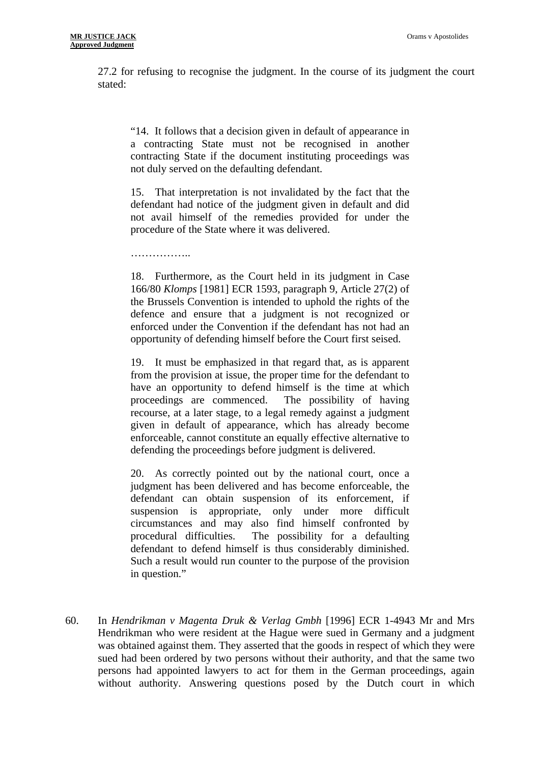27.2 for refusing to recognise the judgment. In the course of its judgment the court stated:

> "14. It follows that a decision given in default of appearance in a contracting State must not be recognised in another contracting State if the document instituting proceedings was not duly served on the defaulting defendant.
>
> 15. That interpretation is not invalidated by the fact that the defendant had notice of the judgment given in default and did not avail himself of the remedies provided for under the procedure of the State where it was delivered.
>
> ……………..
>
> 18. Furthermore, as the Court held in its judgment in Case 166/80 *Klomps* [1981] ECR 1593, paragraph 9, Article 27(2) of the Brussels Convention is intended to uphold the rights of the defence and ensure that a judgment is not recognized or enforced under the Convention if the defendant has not had an opportunity of defending himself before the Court first seised.
>
> 19. It must be emphasized in that regard that, as is apparent from the provision at issue, the proper time for the defendant to have an opportunity to defend himself is the time at which proceedings are commenced. The possibility of having recourse, at a later stage, to a legal remedy against a judgment given in default of appearance, which has already become enforceable, cannot constitute an equally effective alternative to defending the proceedings before judgment is delivered.
>
> 20. As correctly pointed out by the national court, once a judgment has been delivered and has become enforceable, the defendant can obtain suspension of its enforcement, if suspension is appropriate, only under more difficult circumstances and may also find himself confronted by procedural difficulties. The possibility for a defaulting defendant to defend himself is thus considerably diminished. Such a result would run counter to the purpose of the provision in question."

60. In *Hendrikman v Magenta Druk & Verlag Gmbh* [1996] ECR 1-4943 Mr and Mrs Hendrikman who were resident at the Hague were sued in Germany and a judgment was obtained against them. They asserted that the goods in respect of which they were sued had been ordered by two persons without their authority, and that the same two persons had appointed lawyers to act for them in the German proceedings, again without authority. Answering questions posed by the Dutch court in which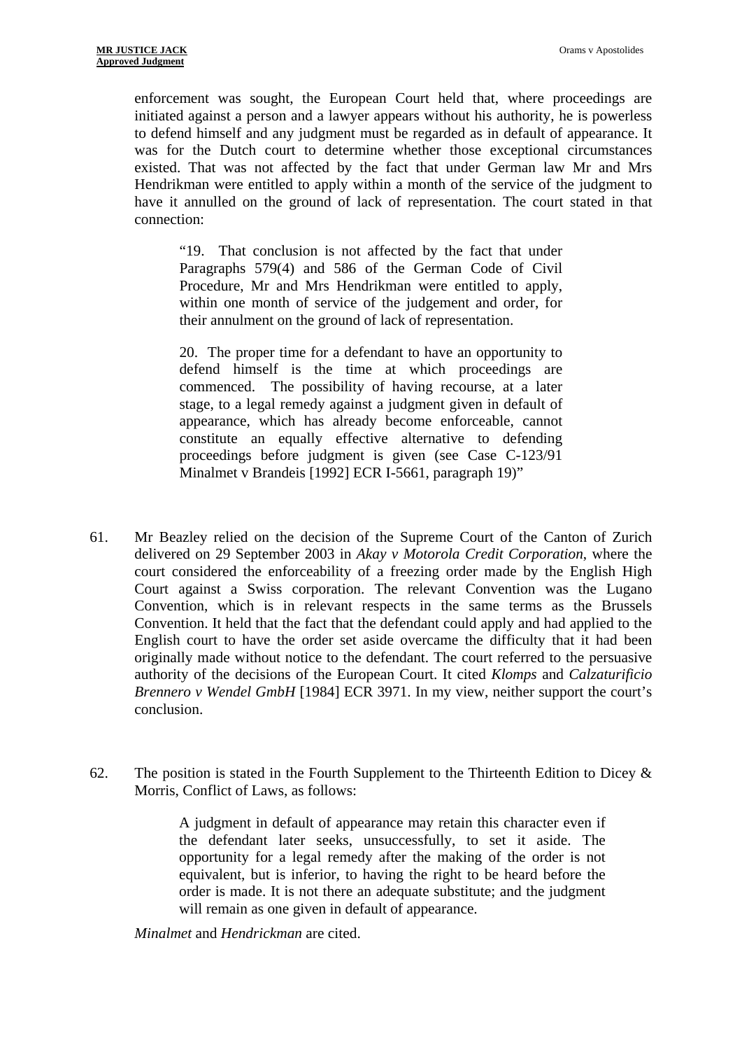enforcement was sought, the European Court held that, where proceedings are initiated against a person and a lawyer appears without his authority, he is powerless to defend himself and any judgment must be regarded as in default of appearance. It was for the Dutch court to determine whether those exceptional circumstances existed. That was not affected by the fact that under German law Mr and Mrs Hendrikman were entitled to apply within a month of the service of the judgment to have it annulled on the ground of lack of representation. The court stated in that connection:

> "19. That conclusion is not affected by the fact that under Paragraphs 579(4) and 586 of the German Code of Civil Procedure, Mr and Mrs Hendrikman were entitled to apply, within one month of service of the judgement and order, for their annulment on the ground of lack of representation.
>
> 20. The proper time for a defendant to have an opportunity to defend himself is the time at which proceedings are commenced. The possibility of having recourse, at a later stage, to a legal remedy against a judgment given in default of appearance, which has already become enforceable, cannot constitute an equally effective alternative to defending proceedings before judgment is given (see Case C-123/91 Minalmet v Brandeis [1992] ECR I-5661, paragraph 19)"

61. Mr Beazley relied on the decision of the Supreme Court of the Canton of Zurich delivered on 29 September 2003 in *Akay v Motorola Credit Corporation*, where the court considered the enforceability of a freezing order made by the English High Court against a Swiss corporation. The relevant Convention was the Lugano Convention, which is in relevant respects in the same terms as the Brussels Convention. It held that the fact that the defendant could apply and had applied to the English court to have the order set aside overcame the difficulty that it had been originally made without notice to the defendant. The court referred to the persuasive authority of the decisions of the European Court. It cited *Klomps* and *Calzaturificio Brennero v Wendel GmbH* [1984] ECR 3971. In my view, neither support the court's conclusion.

62. The position is stated in the Fourth Supplement to the Thirteenth Edition to Dicey & Morris, Conflict of Laws, as follows:

> A judgment in default of appearance may retain this character even if the defendant later seeks, unsuccessfully, to set it aside. The opportunity for a legal remedy after the making of the order is not equivalent, but is inferior, to having the right to be heard before the order is made. It is not there an adequate substitute; and the judgment will remain as one given in default of appearance.

*Minalmet* and *Hendrickman* are cited.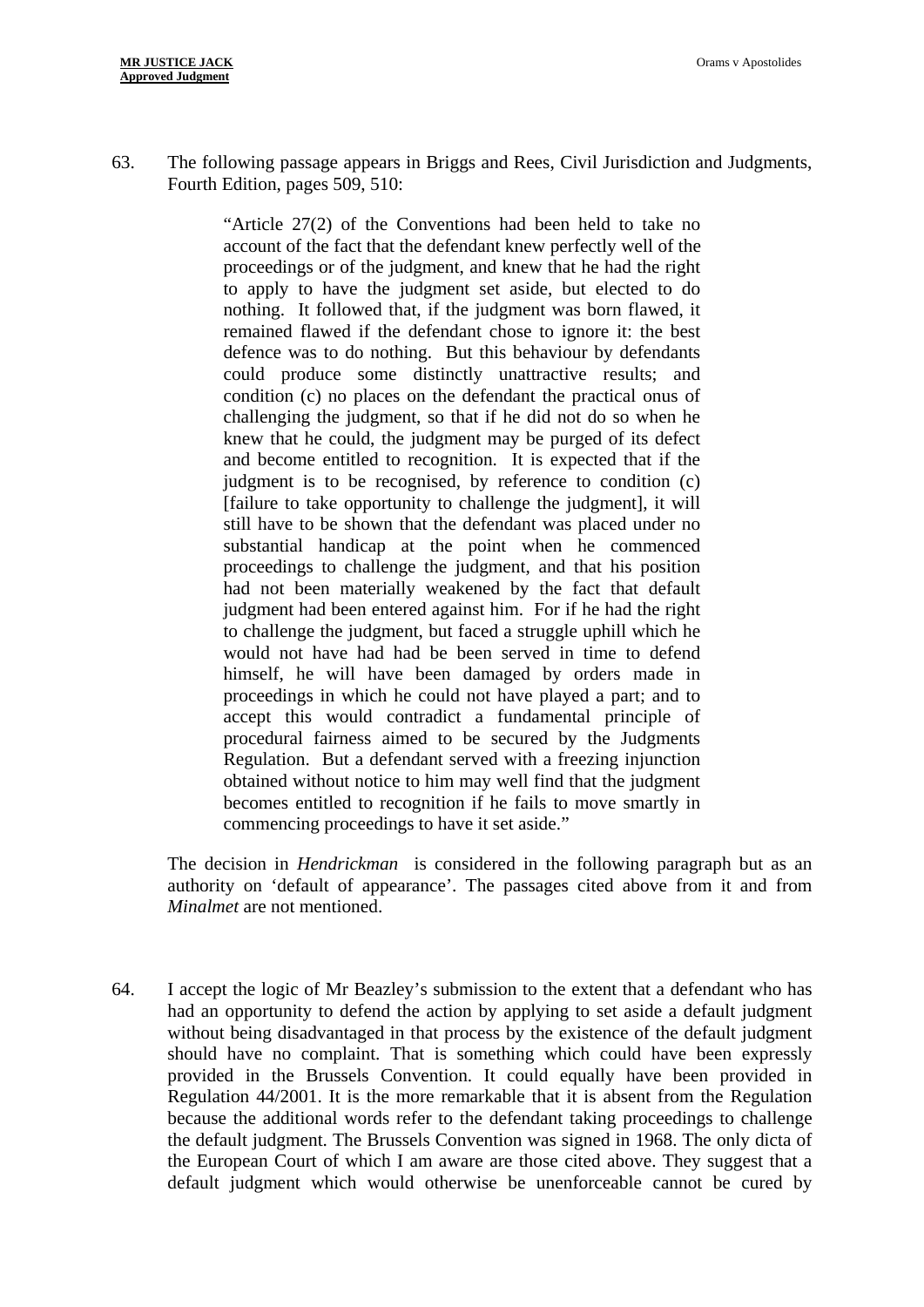63. The following passage appears in Briggs and Rees, Civil Jurisdiction and Judgments, Fourth Edition, pages 509, 510:

> "Article 27(2) of the Conventions had been held to take no account of the fact that the defendant knew perfectly well of the proceedings or of the judgment, and knew that he had the right to apply to have the judgment set aside, but elected to do nothing. It followed that, if the judgment was born flawed, it remained flawed if the defendant chose to ignore it: the best defence was to do nothing. But this behaviour by defendants could produce some distinctly unattractive results; and condition (c) no places on the defendant the practical onus of challenging the judgment, so that if he did not do so when he knew that he could, the judgment may be purged of its defect and become entitled to recognition. It is expected that if the judgment is to be recognised, by reference to condition (c) [failure to take opportunity to challenge the judgment], it will still have to be shown that the defendant was placed under no substantial handicap at the point when he commenced proceedings to challenge the judgment, and that his position had not been materially weakened by the fact that default judgment had been entered against him. For if he had the right to challenge the judgment, but faced a struggle uphill which he would not have had had be been served in time to defend himself, he will have been damaged by orders made in proceedings in which he could not have played a part; and to accept this would contradict a fundamental principle of procedural fairness aimed to be secured by the Judgments Regulation. But a defendant served with a freezing injunction obtained without notice to him may well find that the judgment becomes entitled to recognition if he fails to move smartly in commencing proceedings to have it set aside."

The decision in *Hendrickman* is considered in the following paragraph but as an authority on 'default of appearance'. The passages cited above from it and from *Minalmet* are not mentioned.

64. I accept the logic of Mr Beazley's submission to the extent that a defendant who has had an opportunity to defend the action by applying to set aside a default judgment without being disadvantaged in that process by the existence of the default judgment should have no complaint. That is something which could have been expressly provided in the Brussels Convention. It could equally have been provided in Regulation 44/2001. It is the more remarkable that it is absent from the Regulation because the additional words refer to the defendant taking proceedings to challenge the default judgment. The Brussels Convention was signed in 1968. The only dicta of the European Court of which I am aware are those cited above. They suggest that a default judgment which would otherwise be unenforceable cannot be cured by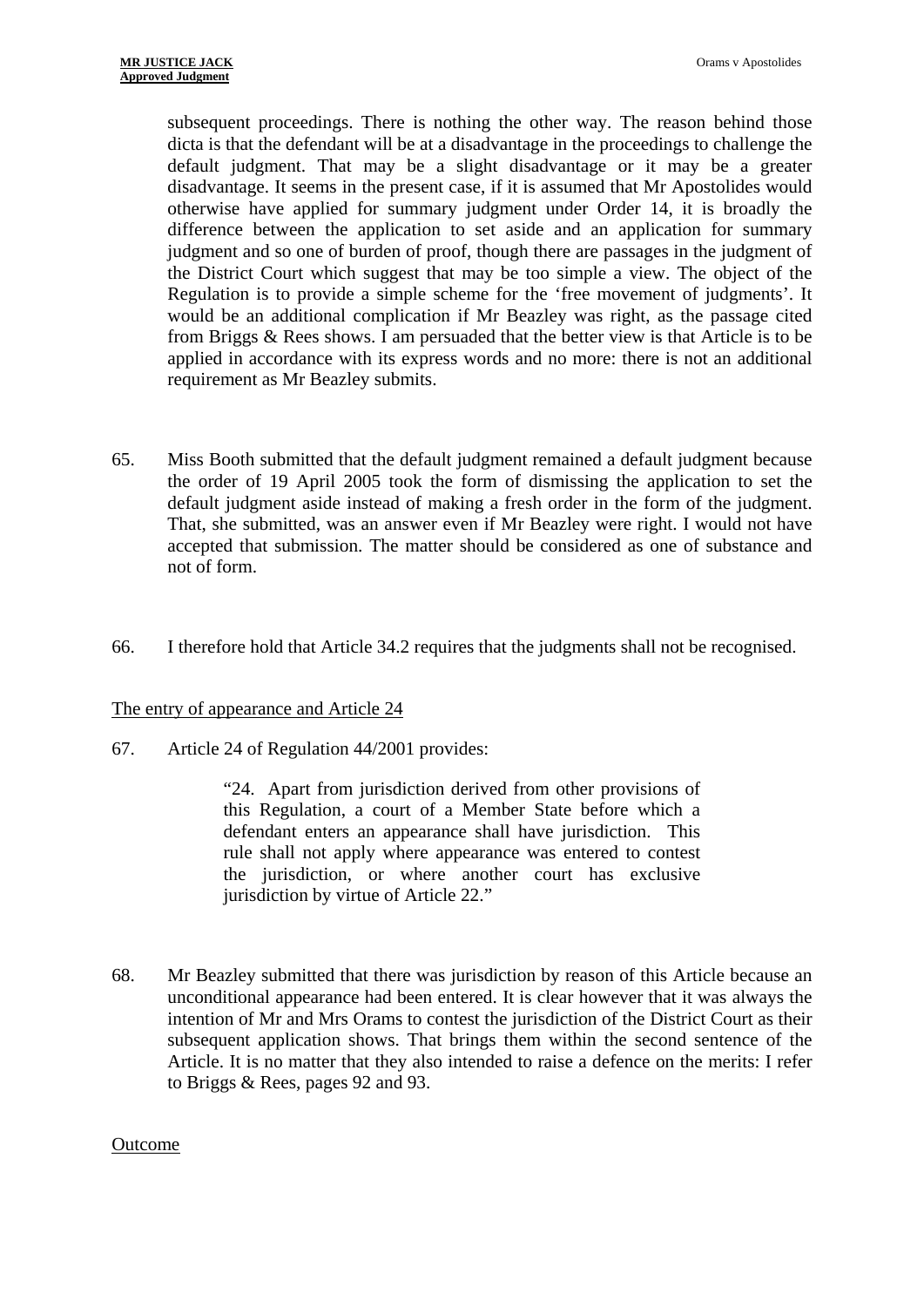subsequent proceedings. There is nothing the other way. The reason behind those dicta is that the defendant will be at a disadvantage in the proceedings to challenge the default judgment. That may be a slight disadvantage or it may be a greater disadvantage. It seems in the present case, if it is assumed that Mr Apostolides would otherwise have applied for summary judgment under Order 14, it is broadly the difference between the application to set aside and an application for summary judgment and so one of burden of proof, though there are passages in the judgment of the District Court which suggest that may be too simple a view. The object of the Regulation is to provide a simple scheme for the 'free movement of judgments'. It would be an additional complication if Mr Beazley was right, as the passage cited from Briggs & Rees shows. I am persuaded that the better view is that Article is to be applied in accordance with its express words and no more: there is not an additional requirement as Mr Beazley submits.

65. Miss Booth submitted that the default judgment remained a default judgment because the order of 19 April 2005 took the form of dismissing the application to set the default judgment aside instead of making a fresh order in the form of the judgment. That, she submitted, was an answer even if Mr Beazley were right. I would not have accepted that submission. The matter should be considered as one of substance and not of form.

66. I therefore hold that Article 34.2 requires that the judgments shall not be recognised.

<u>The entry of appearance and Article 24</u>

67. Article 24 of Regulation 44/2001 provides:

> "24. Apart from jurisdiction derived from other provisions of this Regulation, a court of a Member State before which a defendant enters an appearance shall have jurisdiction. This rule shall not apply where appearance was entered to contest the jurisdiction, or where another court has exclusive jurisdiction by virtue of Article 22."

68. Mr Beazley submitted that there was jurisdiction by reason of this Article because an unconditional appearance had been entered. It is clear however that it was always the intention of Mr and Mrs Orams to contest the jurisdiction of the District Court as their subsequent application shows. That brings them within the second sentence of the Article. It is no matter that they also intended to raise a defence on the merits: I refer to Briggs & Rees, pages 92 and 93.

<u>Outcome</u>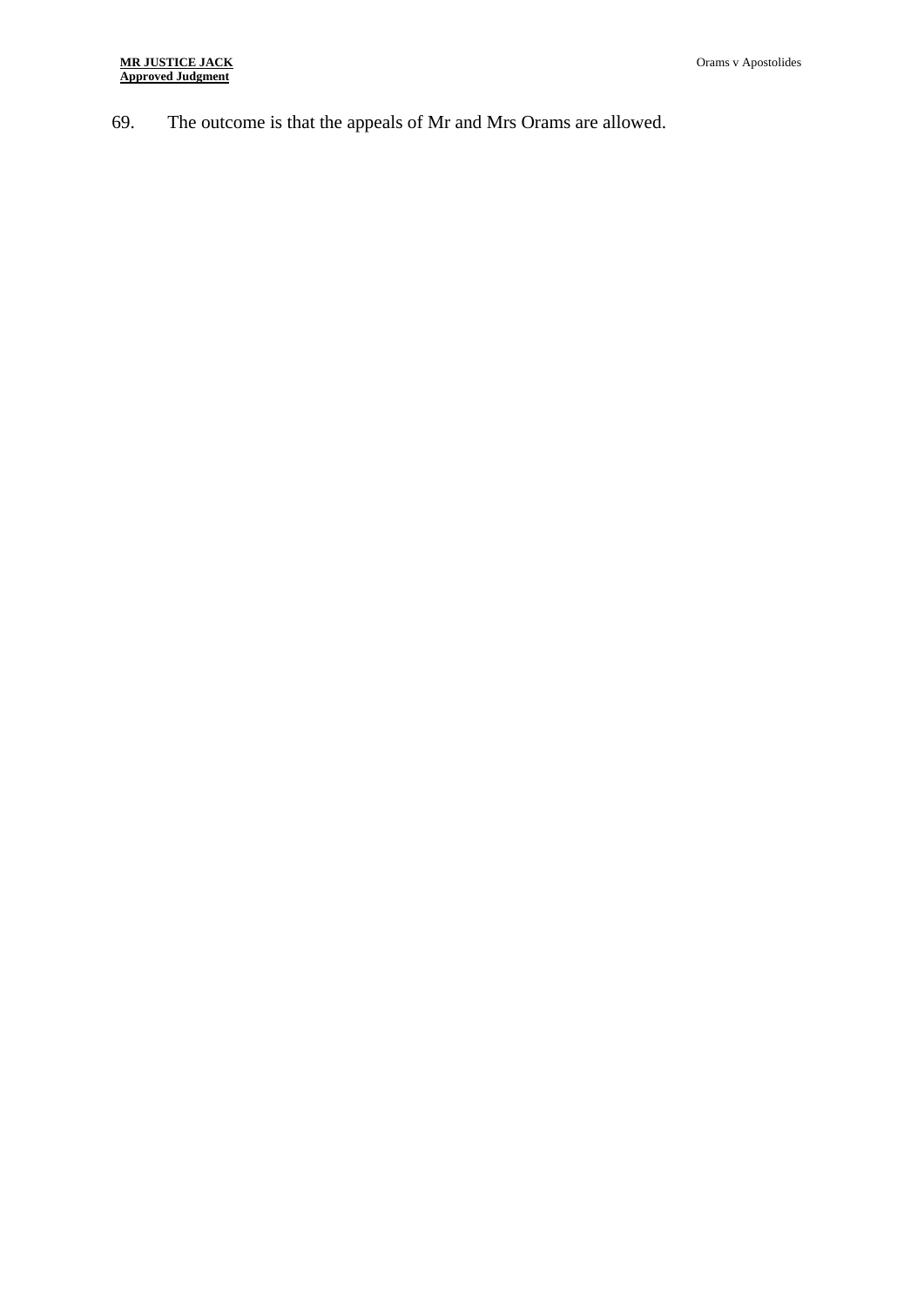69. The outcome is that the appeals of Mr and Mrs Orams are allowed.